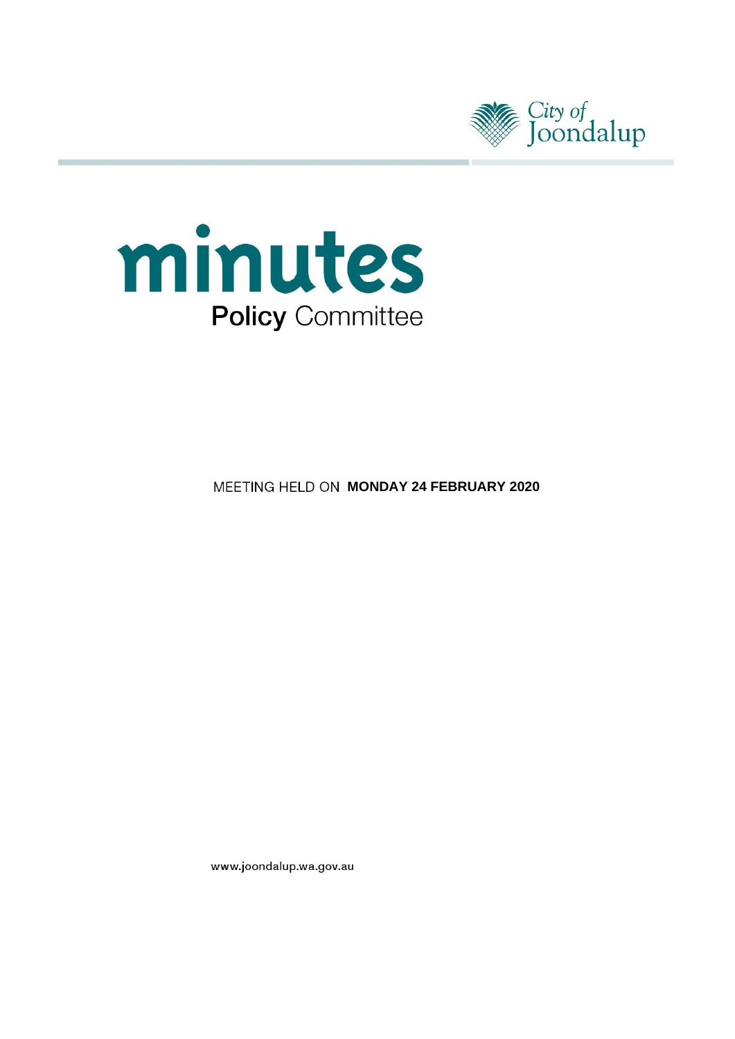City of Joondalup

# minutes

## Policy Committee

MEETING HELD ON **MONDAY 24 FEBRUARY 2020**

www.joondalup.wa.gov.au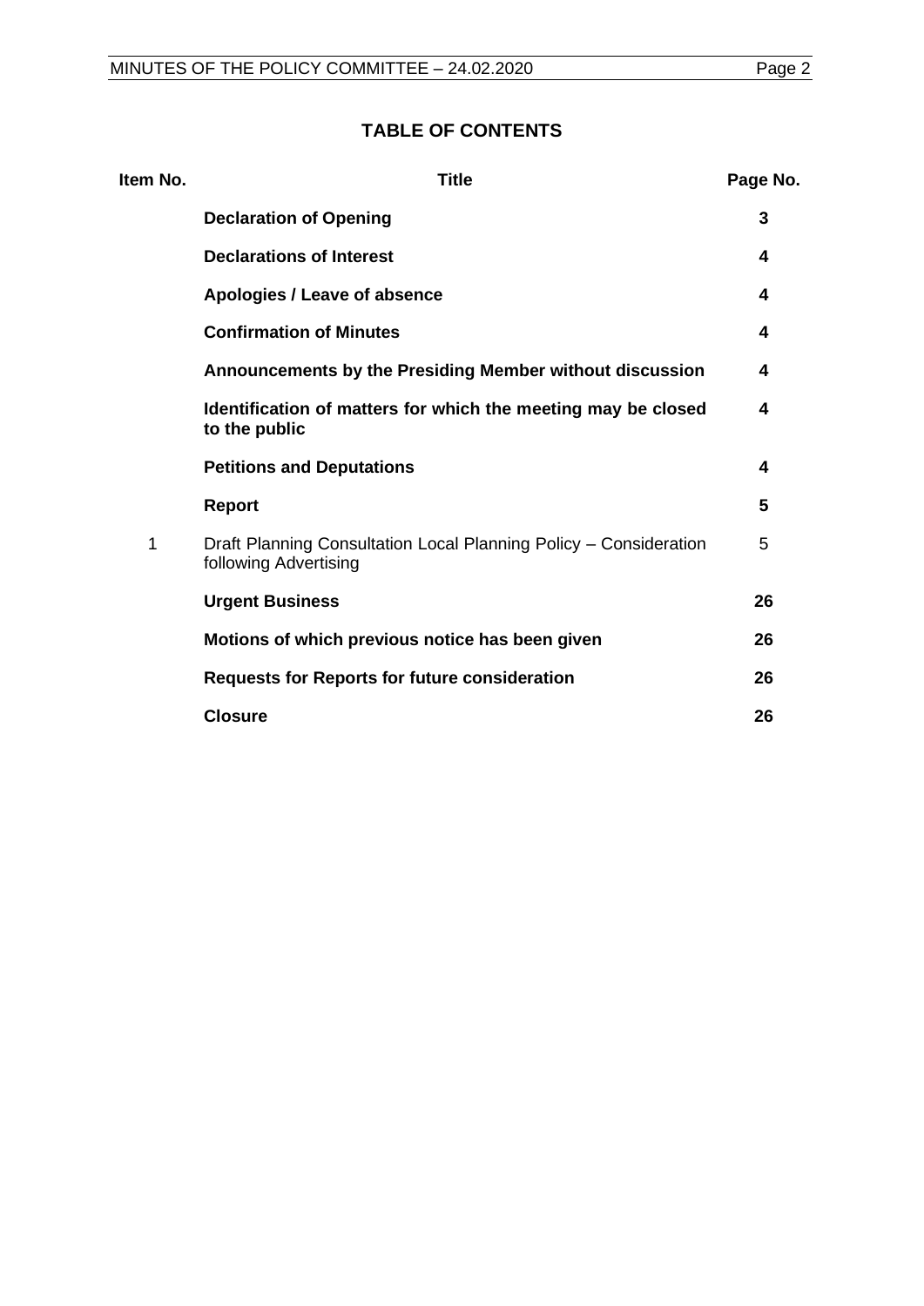## TABLE OF CONTENTS

| Item No. | Title | Page No. |
|---|---|---|
| | **Declaration of Opening** | **3** |
| | **Declarations of Interest** | **4** |
| | **Apologies / Leave of absence** | **4** |
| | **Confirmation of Minutes** | **4** |
| | **Announcements by the Presiding Member without discussion** | **4** |
| | **Identification of matters for which the meeting may be closed to the public** | **4** |
| | **Petitions and Deputations** | **4** |
| | **Report** | **5** |
| 1 | Draft Planning Consultation Local Planning Policy – Consideration following Advertising | 5 |
| | **Urgent Business** | **26** |
| | **Motions of which previous notice has been given** | **26** |
| | **Requests for Reports for future consideration** | **26** |
| | **Closure** | **26** |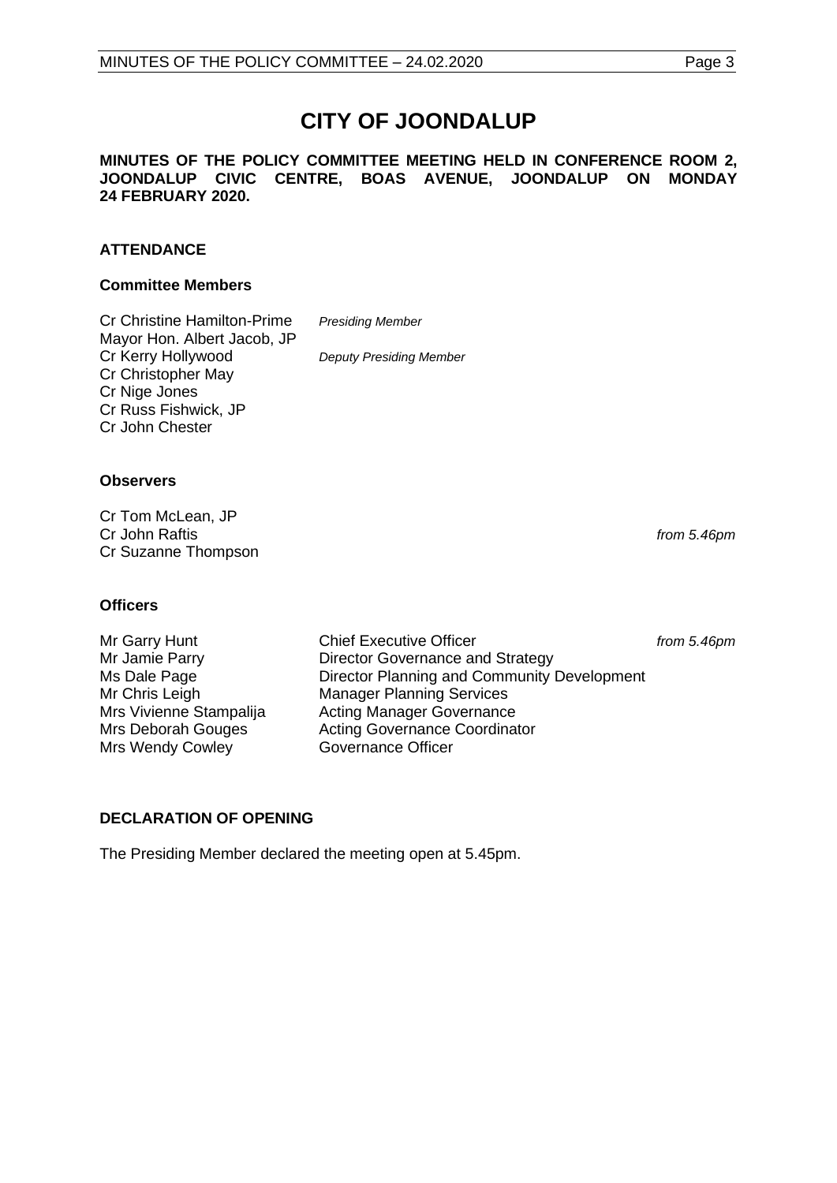# CITY OF JOONDALUP

**MINUTES OF THE POLICY COMMITTEE MEETING HELD IN CONFERENCE ROOM 2, JOONDALUP CIVIC CENTRE, BOAS AVENUE, JOONDALUP ON MONDAY 24 FEBRUARY 2020.**

## ATTENDANCE

### Committee Members

| | |
|---|---|
| Cr Christine Hamilton-Prime | *Presiding Member* |
| Mayor Hon. Albert Jacob, JP | |
| Cr Kerry Hollywood | *Deputy Presiding Member* |
| Cr Christopher May | |
| Cr Nige Jones | |
| Cr Russ Fishwick, JP | |
| Cr John Chester | |

### Observers

| | |
|---|---|
| Cr Tom McLean, JP | |
| Cr John Raftis | *from 5.46pm* |
| Cr Suzanne Thompson | |

### Officers

| | | |
|---|---|---|
| Mr Garry Hunt | Chief Executive Officer | *from 5.46pm* |
| Mr Jamie Parry | Director Governance and Strategy | |
| Ms Dale Page | Director Planning and Community Development | |
| Mr Chris Leigh | Manager Planning Services | |
| Mrs Vivienne Stampalija | Acting Manager Governance | |
| Mrs Deborah Gouges | Acting Governance Coordinator | |
| Mrs Wendy Cowley | Governance Officer | |

## DECLARATION OF OPENING

The Presiding Member declared the meeting open at 5.45pm.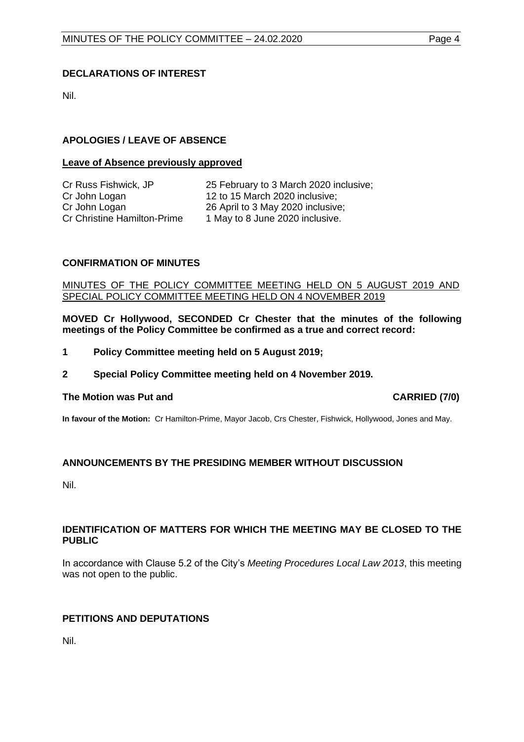## DECLARATIONS OF INTEREST

Nil.

## APOLOGIES / LEAVE OF ABSENCE

**Leave of Absence previously approved**

| | |
|---|---|
| Cr Russ Fishwick, JP | 25 February to 3 March 2020 inclusive; |
| Cr John Logan | 12 to 15 March 2020 inclusive; |
| Cr John Logan | 26 April to 3 May 2020 inclusive; |
| Cr Christine Hamilton-Prime | 1 May to 8 June 2020 inclusive. |

## CONFIRMATION OF MINUTES

MINUTES OF THE POLICY COMMITTEE MEETING HELD ON 5 AUGUST 2019 AND SPECIAL POLICY COMMITTEE MEETING HELD ON 4 NOVEMBER 2019

**MOVED Cr Hollywood, SECONDED Cr Chester that the minutes of the following meetings of the Policy Committee be confirmed as a true and correct record:**

**1 Policy Committee meeting held on 5 August 2019;**

**2 Special Policy Committee meeting held on 4 November 2019.**

**The Motion was Put and CARRIED (7/0)**

**In favour of the Motion:** Cr Hamilton-Prime, Mayor Jacob, Crs Chester, Fishwick, Hollywood, Jones and May.

## ANNOUNCEMENTS BY THE PRESIDING MEMBER WITHOUT DISCUSSION

Nil.

## IDENTIFICATION OF MATTERS FOR WHICH THE MEETING MAY BE CLOSED TO THE PUBLIC

In accordance with Clause 5.2 of the City's *Meeting Procedures Local Law 2013*, this meeting was not open to the public.

## PETITIONS AND DEPUTATIONS

Nil.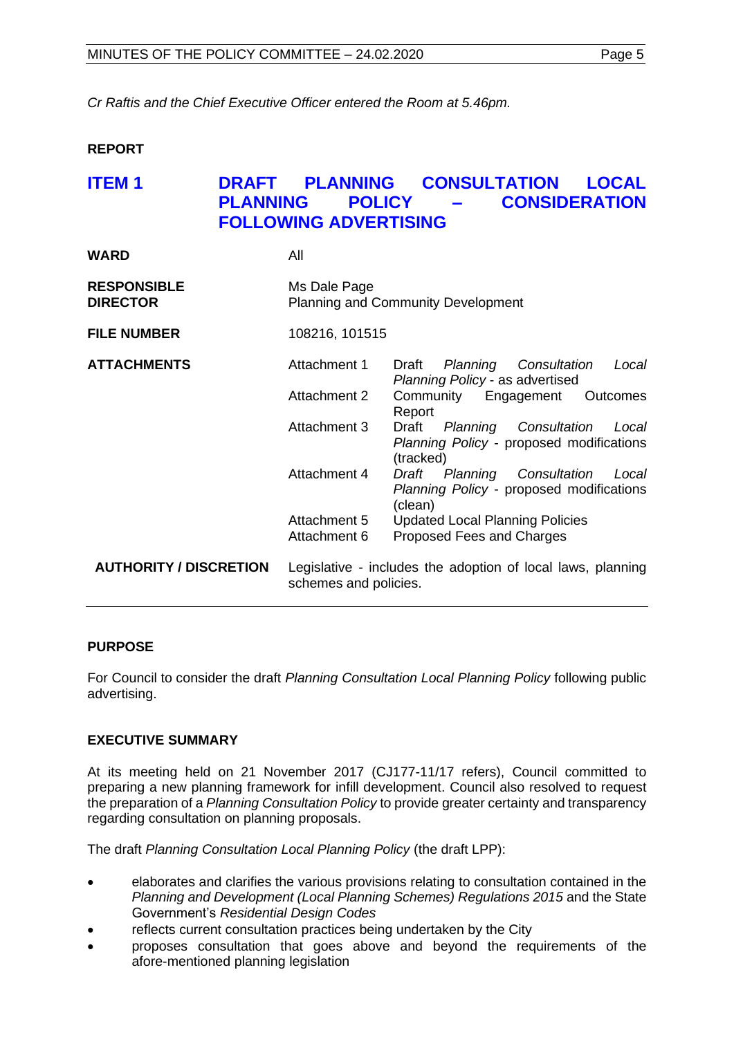*Cr Raftis and the Chief Executive Officer entered the Room at 5.46pm.*

**REPORT**

## ITEM 1 DRAFT PLANNING CONSULTATION LOCAL PLANNING POLICY – CONSIDERATION FOLLOWING ADVERTISING

| | | |
|---|---|---|
| **WARD** | All | |
| **RESPONSIBLE DIRECTOR** | Ms Dale Page<br>Planning and Community Development | |
| **FILE NUMBER** | 108216, 101515 | |
| **ATTACHMENTS** | Attachment 1 | Draft *Planning Consultation Local Planning Policy* - as advertised |
| | Attachment 2 | Community Engagement Outcomes Report |
| | Attachment 3 | Draft *Planning Consultation Local Planning Policy* - proposed modifications (tracked) |
| | Attachment 4 | *Draft Planning Consultation Local Planning Policy* - proposed modifications (clean) |
| | Attachment 5 | Updated Local Planning Policies |
| | Attachment 6 | Proposed Fees and Charges |
| **AUTHORITY / DISCRETION** | Legislative - includes the adoption of local laws, planning schemes and policies. | |

**PURPOSE**

For Council to consider the draft *Planning Consultation Local Planning Policy* following public advertising.

**EXECUTIVE SUMMARY**

At its meeting held on 21 November 2017 (CJ177-11/17 refers), Council committed to preparing a new planning framework for infill development. Council also resolved to request the preparation of a *Planning Consultation Policy* to provide greater certainty and transparency regarding consultation on planning proposals.

The draft *Planning Consultation Local Planning Policy* (the draft LPP):

- elaborates and clarifies the various provisions relating to consultation contained in the *Planning and Development (Local Planning Schemes) Regulations 2015* and the State Government's *Residential Design Codes*
- reflects current consultation practices being undertaken by the City
- proposes consultation that goes above and beyond the requirements of the afore-mentioned planning legislation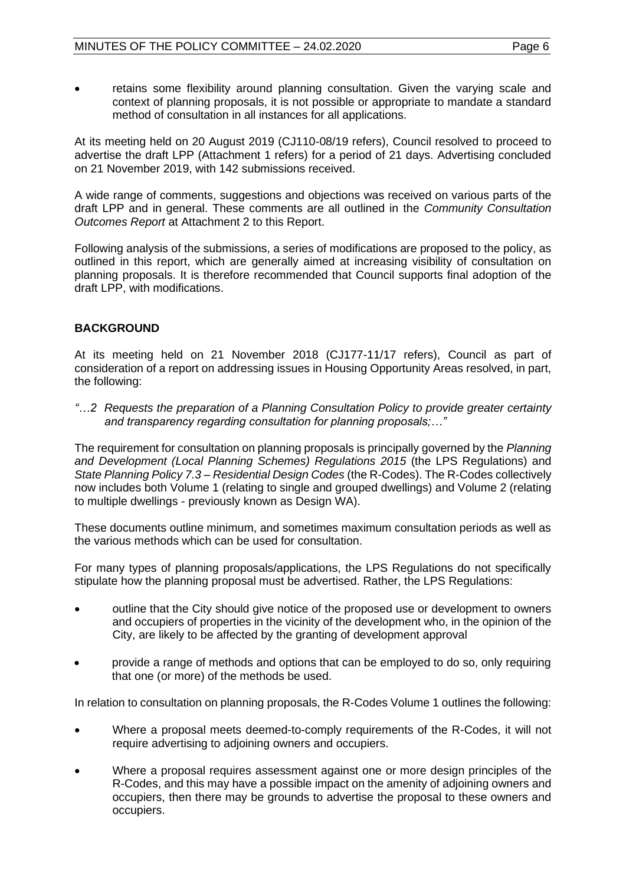- retains some flexibility around planning consultation. Given the varying scale and context of planning proposals, it is not possible or appropriate to mandate a standard method of consultation in all instances for all applications.

At its meeting held on 20 August 2019 (CJ110-08/19 refers), Council resolved to proceed to advertise the draft LPP (Attachment 1 refers) for a period of 21 days. Advertising concluded on 21 November 2019, with 142 submissions received.

A wide range of comments, suggestions and objections was received on various parts of the draft LPP and in general. These comments are all outlined in the *Community Consultation Outcomes Report* at Attachment 2 to this Report.

Following analysis of the submissions, a series of modifications are proposed to the policy, as outlined in this report, which are generally aimed at increasing visibility of consultation on planning proposals. It is therefore recommended that Council supports final adoption of the draft LPP, with modifications.

## BACKGROUND

At its meeting held on 21 November 2018 (CJ177-11/17 refers), Council as part of consideration of a report on addressing issues in Housing Opportunity Areas resolved, in part, the following:

*"…2 Requests the preparation of a Planning Consultation Policy to provide greater certainty and transparency regarding consultation for planning proposals;…"*

The requirement for consultation on planning proposals is principally governed by the *Planning and Development (Local Planning Schemes) Regulations 2015* (the LPS Regulations) and *State Planning Policy 7.3 – Residential Design Codes* (the R-Codes). The R-Codes collectively now includes both Volume 1 (relating to single and grouped dwellings) and Volume 2 (relating to multiple dwellings - previously known as Design WA).

These documents outline minimum, and sometimes maximum consultation periods as well as the various methods which can be used for consultation.

For many types of planning proposals/applications, the LPS Regulations do not specifically stipulate how the planning proposal must be advertised. Rather, the LPS Regulations:

- outline that the City should give notice of the proposed use or development to owners and occupiers of properties in the vicinity of the development who, in the opinion of the City, are likely to be affected by the granting of development approval
- provide a range of methods and options that can be employed to do so, only requiring that one (or more) of the methods be used.

In relation to consultation on planning proposals, the R-Codes Volume 1 outlines the following:

- Where a proposal meets deemed-to-comply requirements of the R-Codes, it will not require advertising to adjoining owners and occupiers.
- Where a proposal requires assessment against one or more design principles of the R-Codes, and this may have a possible impact on the amenity of adjoining owners and occupiers, then there may be grounds to advertise the proposal to these owners and occupiers.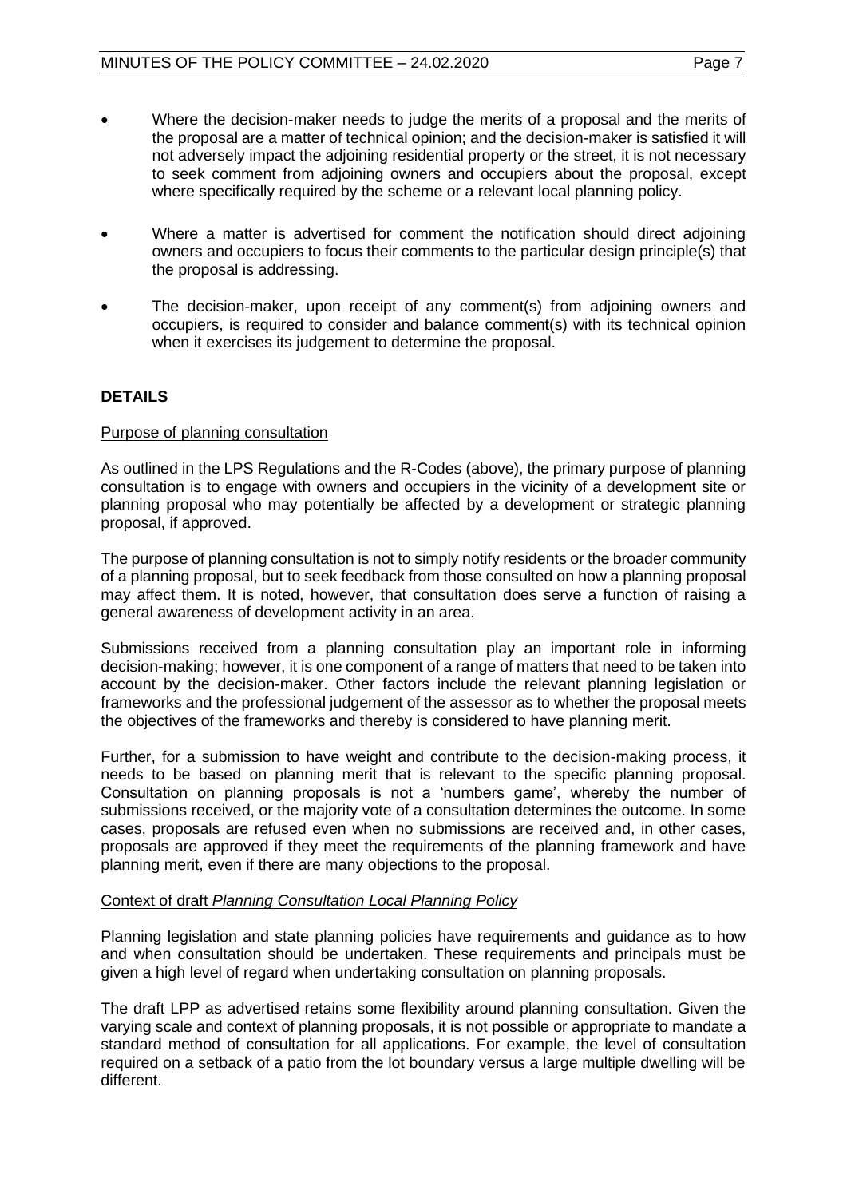- Where the decision-maker needs to judge the merits of a proposal and the merits of the proposal are a matter of technical opinion; and the decision-maker is satisfied it will not adversely impact the adjoining residential property or the street, it is not necessary to seek comment from adjoining owners and occupiers about the proposal, except where specifically required by the scheme or a relevant local planning policy.

- Where a matter is advertised for comment the notification should direct adjoining owners and occupiers to focus their comments to the particular design principle(s) that the proposal is addressing.

- The decision-maker, upon receipt of any comment(s) from adjoining owners and occupiers, is required to consider and balance comment(s) with its technical opinion when it exercises its judgement to determine the proposal.

## DETAILS

Purpose of planning consultation

As outlined in the LPS Regulations and the R-Codes (above), the primary purpose of planning consultation is to engage with owners and occupiers in the vicinity of a development site or planning proposal who may potentially be affected by a development or strategic planning proposal, if approved.

The purpose of planning consultation is not to simply notify residents or the broader community of a planning proposal, but to seek feedback from those consulted on how a planning proposal may affect them. It is noted, however, that consultation does serve a function of raising a general awareness of development activity in an area.

Submissions received from a planning consultation play an important role in informing decision-making; however, it is one component of a range of matters that need to be taken into account by the decision-maker. Other factors include the relevant planning legislation or frameworks and the professional judgement of the assessor as to whether the proposal meets the objectives of the frameworks and thereby is considered to have planning merit.

Further, for a submission to have weight and contribute to the decision-making process, it needs to be based on planning merit that is relevant to the specific planning proposal. Consultation on planning proposals is not a 'numbers game', whereby the number of submissions received, or the majority vote of a consultation determines the outcome. In some cases, proposals are refused even when no submissions are received and, in other cases, proposals are approved if they meet the requirements of the planning framework and have planning merit, even if there are many objections to the proposal.

Context of draft *Planning Consultation Local Planning Policy*

Planning legislation and state planning policies have requirements and guidance as to how and when consultation should be undertaken. These requirements and principals must be given a high level of regard when undertaking consultation on planning proposals.

The draft LPP as advertised retains some flexibility around planning consultation. Given the varying scale and context of planning proposals, it is not possible or appropriate to mandate a standard method of consultation for all applications. For example, the level of consultation required on a setback of a patio from the lot boundary versus a large multiple dwelling will be different.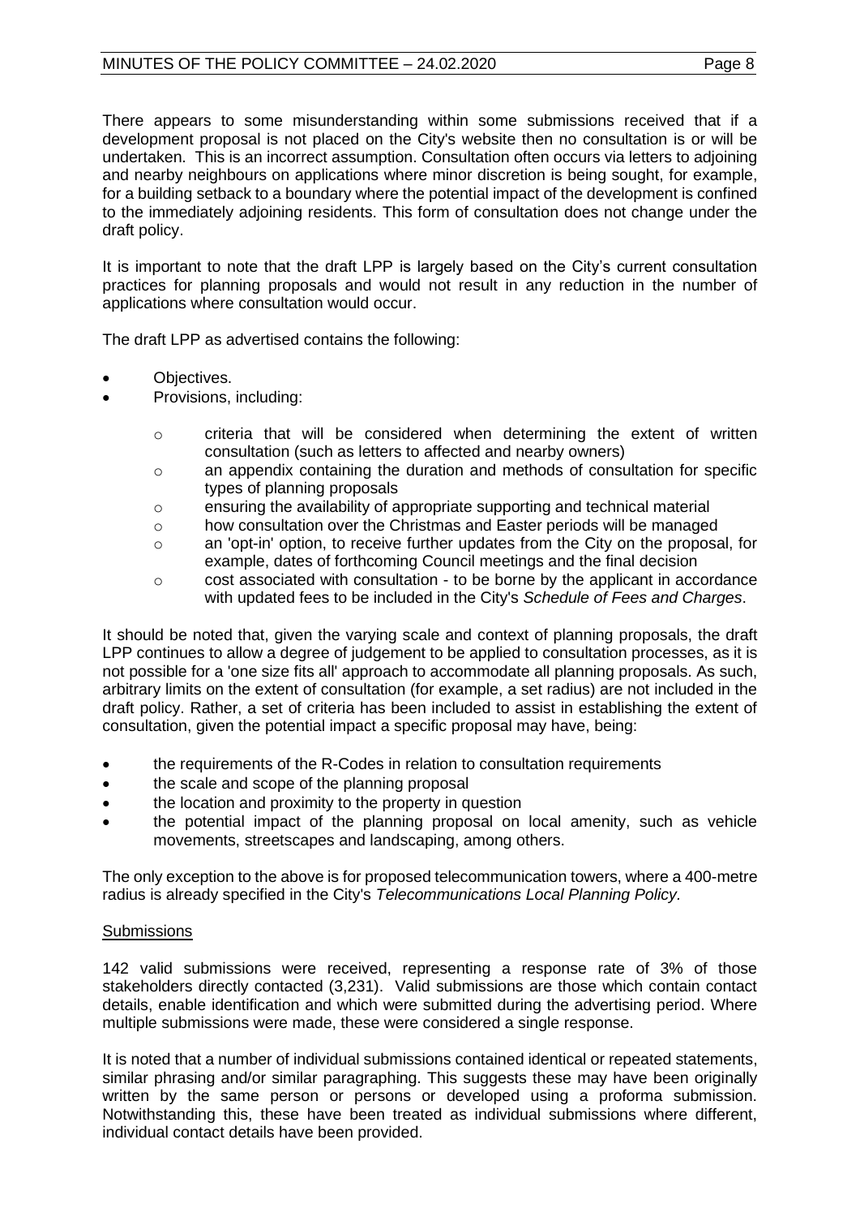There appears to some misunderstanding within some submissions received that if a development proposal is not placed on the City's website then no consultation is or will be undertaken. This is an incorrect assumption. Consultation often occurs via letters to adjoining and nearby neighbours on applications where minor discretion is being sought, for example, for a building setback to a boundary where the potential impact of the development is confined to the immediately adjoining residents. This form of consultation does not change under the draft policy.

It is important to note that the draft LPP is largely based on the City's current consultation practices for planning proposals and would not result in any reduction in the number of applications where consultation would occur.

The draft LPP as advertised contains the following:

- Objectives.
- Provisions, including:
    - criteria that will be considered when determining the extent of written consultation (such as letters to affected and nearby owners)
    - an appendix containing the duration and methods of consultation for specific types of planning proposals
    - ensuring the availability of appropriate supporting and technical material
    - how consultation over the Christmas and Easter periods will be managed
    - an 'opt-in' option, to receive further updates from the City on the proposal, for example, dates of forthcoming Council meetings and the final decision
    - cost associated with consultation - to be borne by the applicant in accordance with updated fees to be included in the City's *Schedule of Fees and Charges*.

It should be noted that, given the varying scale and context of planning proposals, the draft LPP continues to allow a degree of judgement to be applied to consultation processes, as it is not possible for a 'one size fits all' approach to accommodate all planning proposals. As such, arbitrary limits on the extent of consultation (for example, a set radius) are not included in the draft policy. Rather, a set of criteria has been included to assist in establishing the extent of consultation, given the potential impact a specific proposal may have, being:

- the requirements of the R-Codes in relation to consultation requirements
- the scale and scope of the planning proposal
- the location and proximity to the property in question
- the potential impact of the planning proposal on local amenity, such as vehicle movements, streetscapes and landscaping, among others.

The only exception to the above is for proposed telecommunication towers, where a 400-metre radius is already specified in the City's *Telecommunications Local Planning Policy.*

Submissions

142 valid submissions were received, representing a response rate of 3% of those stakeholders directly contacted (3,231). Valid submissions are those which contain contact details, enable identification and which were submitted during the advertising period. Where multiple submissions were made, these were considered a single response.

It is noted that a number of individual submissions contained identical or repeated statements, similar phrasing and/or similar paragraphing. This suggests these may have been originally written by the same person or persons or developed using a proforma submission. Notwithstanding this, these have been treated as individual submissions where different, individual contact details have been provided.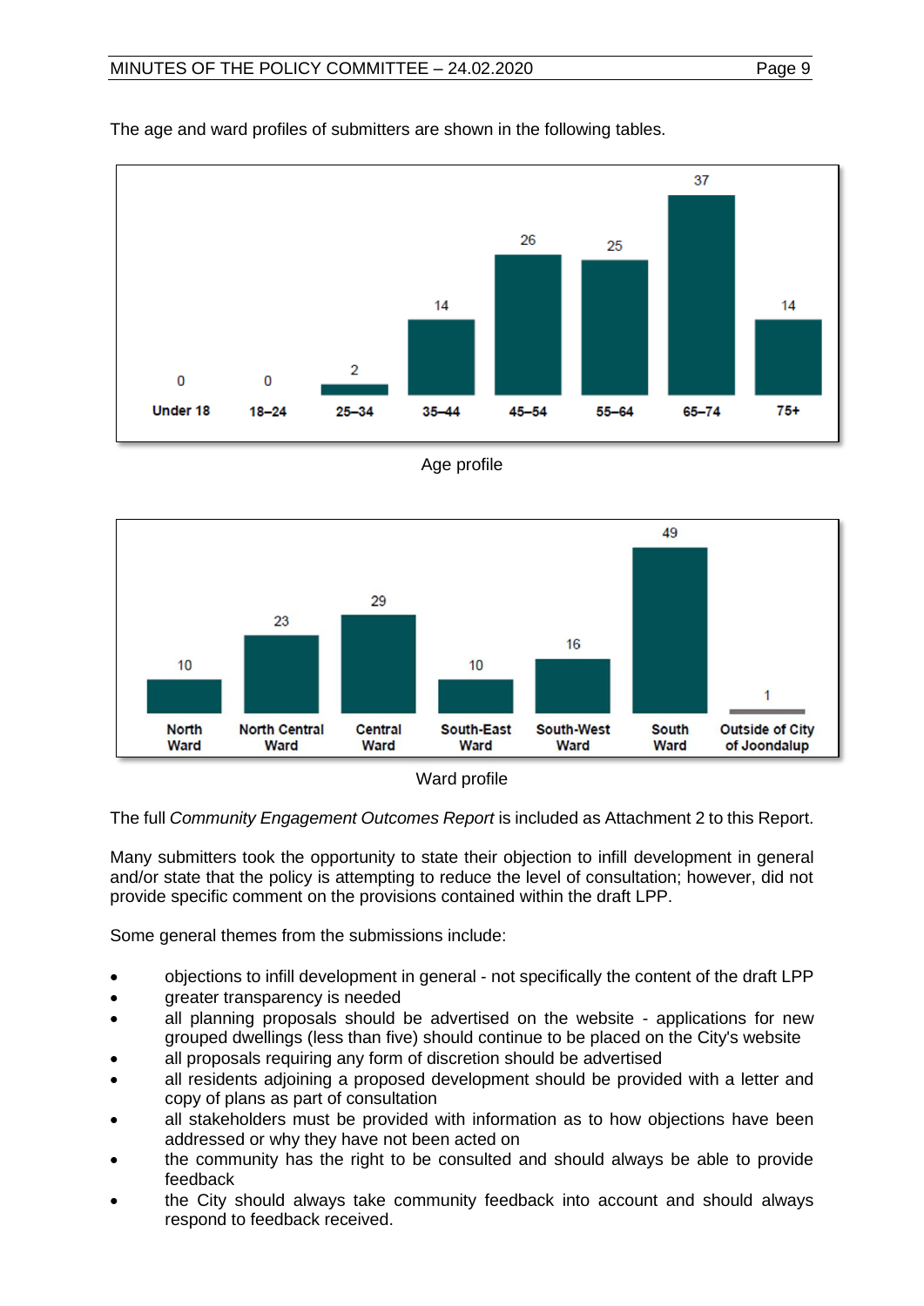The age and ward profiles of submitters are shown in the following tables.

| Under 18 | 18–24 | 25–34 | 35–44 | 45–54 | 55–64 | 65–74 | 75+ |
|---|---|---|---|---|---|---|---|
| 0 | 0 | 2 | 14 | 26 | 25 | 37 | 14 |

Age profile

| North Ward | North Central Ward | Central Ward | South-East Ward | South-West Ward | South Ward | Outside of City of Joondalup |
|---|---|---|---|---|---|---|
| 10 | 23 | 29 | 10 | 16 | 49 | 1 |

Ward profile

The full *Community Engagement Outcomes Report* is included as Attachment 2 to this Report.

Many submitters took the opportunity to state their objection to infill development in general and/or state that the policy is attempting to reduce the level of consultation; however, did not provide specific comment on the provisions contained within the draft LPP.

Some general themes from the submissions include:

- objections to infill development in general - not specifically the content of the draft LPP
- greater transparency is needed
- all planning proposals should be advertised on the website - applications for new grouped dwellings (less than five) should continue to be placed on the City's website
- all proposals requiring any form of discretion should be advertised
- all residents adjoining a proposed development should be provided with a letter and copy of plans as part of consultation
- all stakeholders must be provided with information as to how objections have been addressed or why they have not been acted on
- the community has the right to be consulted and should always be able to provide feedback
- the City should always take community feedback into account and should always respond to feedback received.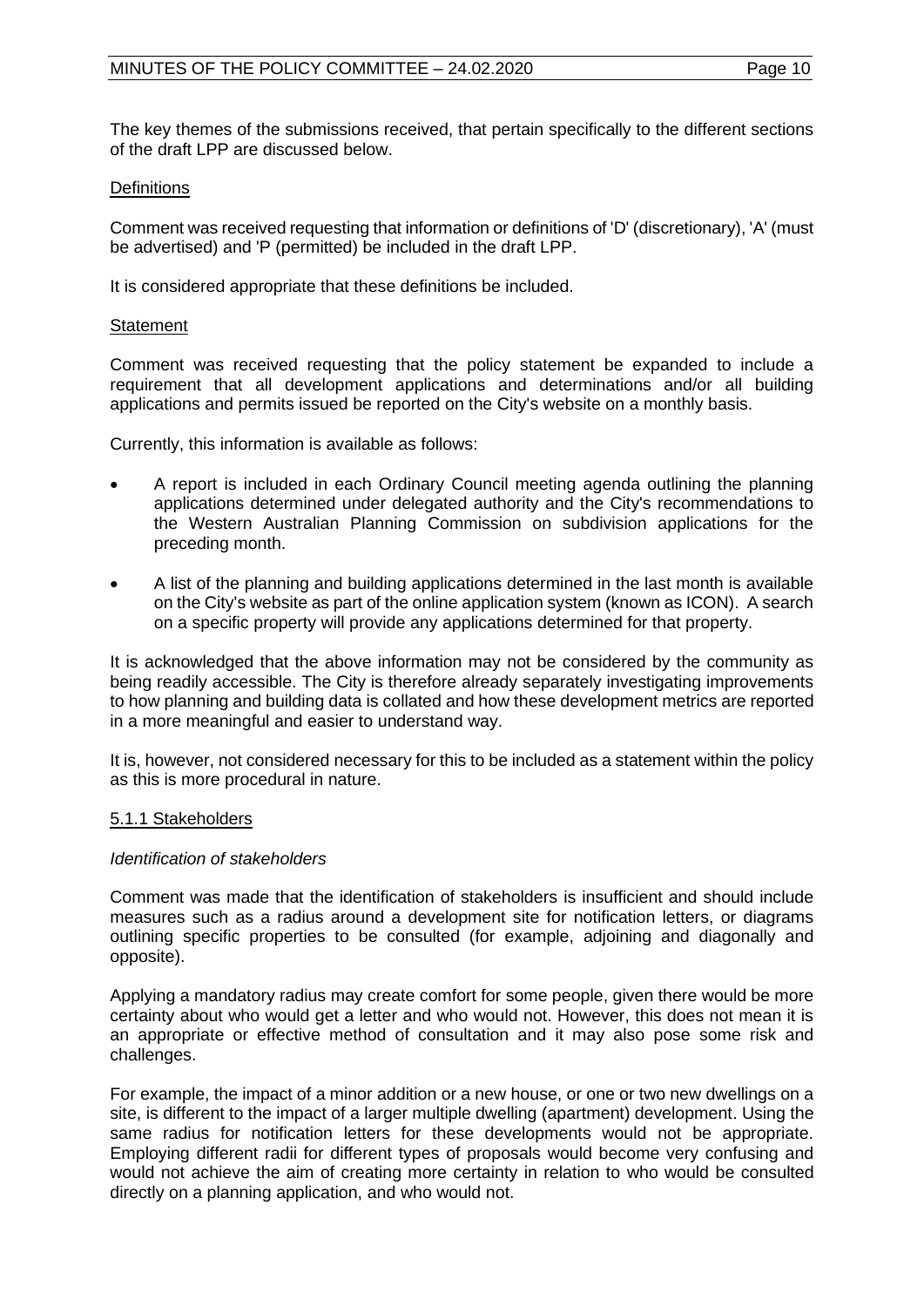The key themes of the submissions received, that pertain specifically to the different sections of the draft LPP are discussed below.

Definitions

Comment was received requesting that information or definitions of 'D' (discretionary), 'A' (must be advertised) and 'P (permitted) be included in the draft LPP.

It is considered appropriate that these definitions be included.

Statement

Comment was received requesting that the policy statement be expanded to include a requirement that all development applications and determinations and/or all building applications and permits issued be reported on the City's website on a monthly basis.

Currently, this information is available as follows:

- A report is included in each Ordinary Council meeting agenda outlining the planning applications determined under delegated authority and the City's recommendations to the Western Australian Planning Commission on subdivision applications for the preceding month.
- A list of the planning and building applications determined in the last month is available on the City's website as part of the online application system (known as ICON). A search on a specific property will provide any applications determined for that property.

It is acknowledged that the above information may not be considered by the community as being readily accessible. The City is therefore already separately investigating improvements to how planning and building data is collated and how these development metrics are reported in a more meaningful and easier to understand way.

It is, however, not considered necessary for this to be included as a statement within the policy as this is more procedural in nature.

5.1.1 Stakeholders

*Identification of stakeholders*

Comment was made that the identification of stakeholders is insufficient and should include measures such as a radius around a development site for notification letters, or diagrams outlining specific properties to be consulted (for example, adjoining and diagonally and opposite).

Applying a mandatory radius may create comfort for some people, given there would be more certainty about who would get a letter and who would not. However, this does not mean it is an appropriate or effective method of consultation and it may also pose some risk and challenges.

For example, the impact of a minor addition or a new house, or one or two new dwellings on a site, is different to the impact of a larger multiple dwelling (apartment) development. Using the same radius for notification letters for these developments would not be appropriate. Employing different radii for different types of proposals would become very confusing and would not achieve the aim of creating more certainty in relation to who would be consulted directly on a planning application, and who would not.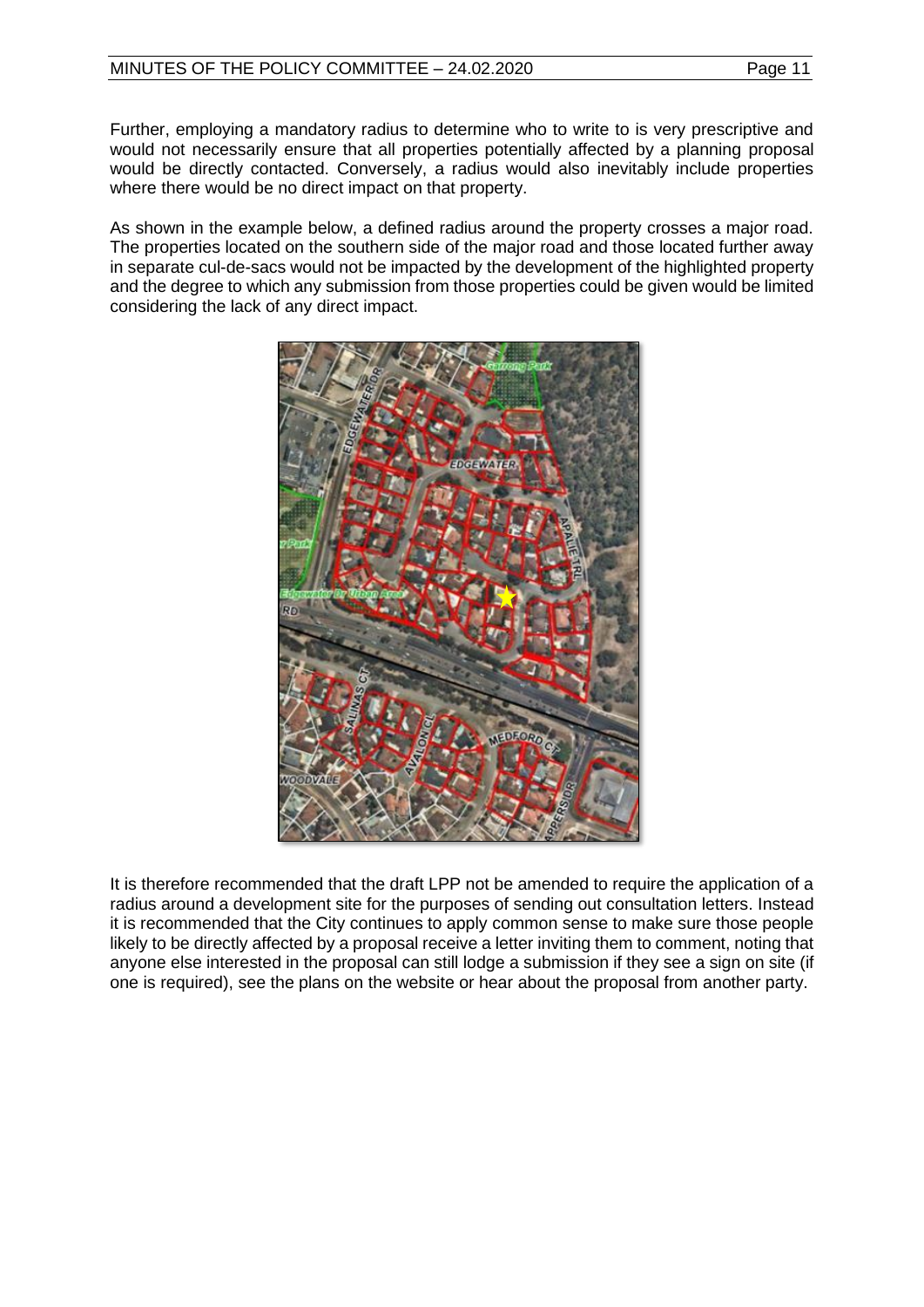Further, employing a mandatory radius to determine who to write to is very prescriptive and would not necessarily ensure that all properties potentially affected by a planning proposal would be directly contacted. Conversely, a radius would also inevitably include properties where there would be no direct impact on that property.

As shown in the example below, a defined radius around the property crosses a major road. The properties located on the southern side of the major road and those located further away in separate cul-de-sacs would not be impacted by the development of the highlighted property and the degree to which any submission from those properties could be given would be limited considering the lack of any direct impact.

It is therefore recommended that the draft LPP not be amended to require the application of a radius around a development site for the purposes of sending out consultation letters. Instead it is recommended that the City continues to apply common sense to make sure those people likely to be directly affected by a proposal receive a letter inviting them to comment, noting that anyone else interested in the proposal can still lodge a submission if they see a sign on site (if one is required), see the plans on the website or hear about the proposal from another party.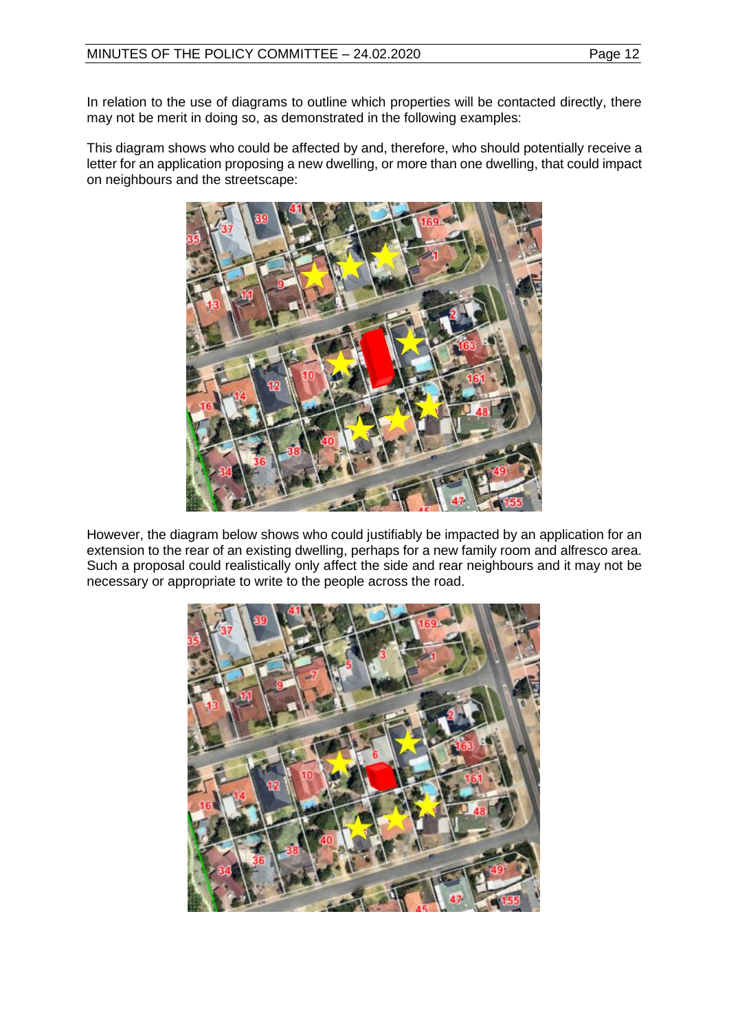In relation to the use of diagrams to outline which properties will be contacted directly, there may not be merit in doing so, as demonstrated in the following examples:

This diagram shows who could be affected by and, therefore, who should potentially receive a letter for an application proposing a new dwelling, or more than one dwelling, that could impact on neighbours and the streetscape:

However, the diagram below shows who could justifiably be impacted by an application for an extension to the rear of an existing dwelling, perhaps for a new family room and alfresco area. Such a proposal could realistically only affect the side and rear neighbours and it may not be necessary or appropriate to write to the people across the road.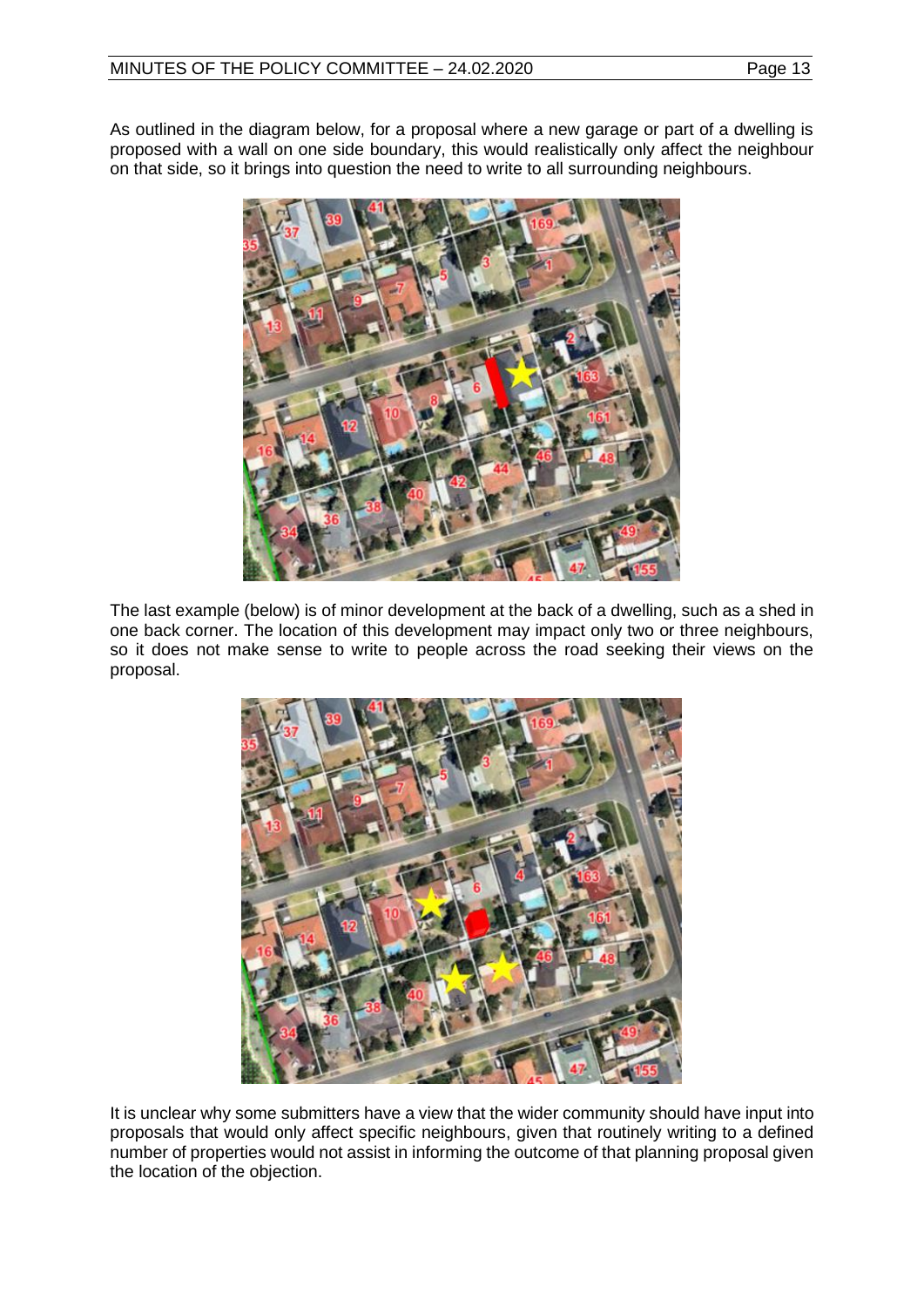As outlined in the diagram below, for a proposal where a new garage or part of a dwelling is proposed with a wall on one side boundary, this would realistically only affect the neighbour on that side, so it brings into question the need to write to all surrounding neighbours.

The last example (below) is of minor development at the back of a dwelling, such as a shed in one back corner. The location of this development may impact only two or three neighbours, so it does not make sense to write to people across the road seeking their views on the proposal.

It is unclear why some submitters have a view that the wider community should have input into proposals that would only affect specific neighbours, given that routinely writing to a defined number of properties would not assist in informing the outcome of that planning proposal given the location of the objection.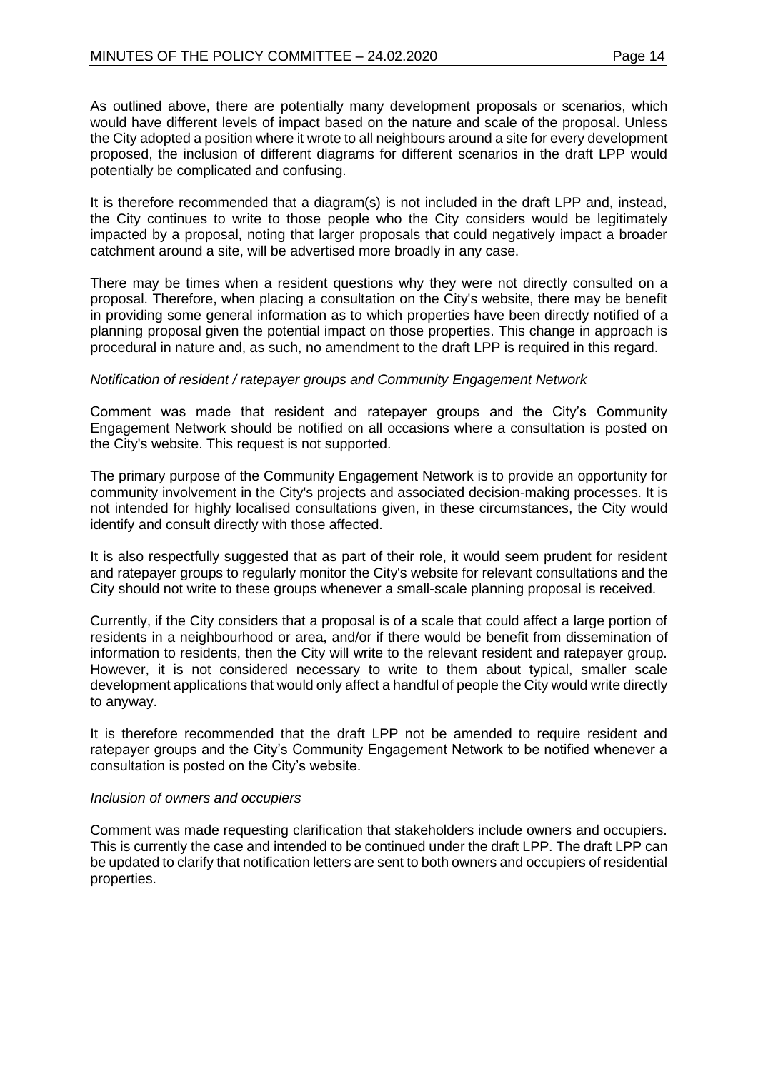As outlined above, there are potentially many development proposals or scenarios, which would have different levels of impact based on the nature and scale of the proposal. Unless the City adopted a position where it wrote to all neighbours around a site for every development proposed, the inclusion of different diagrams for different scenarios in the draft LPP would potentially be complicated and confusing.

It is therefore recommended that a diagram(s) is not included in the draft LPP and, instead, the City continues to write to those people who the City considers would be legitimately impacted by a proposal, noting that larger proposals that could negatively impact a broader catchment around a site, will be advertised more broadly in any case.

There may be times when a resident questions why they were not directly consulted on a proposal. Therefore, when placing a consultation on the City's website, there may be benefit in providing some general information as to which properties have been directly notified of a planning proposal given the potential impact on those properties. This change in approach is procedural in nature and, as such, no amendment to the draft LPP is required in this regard.

*Notification of resident / ratepayer groups and Community Engagement Network*

Comment was made that resident and ratepayer groups and the City's Community Engagement Network should be notified on all occasions where a consultation is posted on the City's website. This request is not supported.

The primary purpose of the Community Engagement Network is to provide an opportunity for community involvement in the City's projects and associated decision-making processes. It is not intended for highly localised consultations given, in these circumstances, the City would identify and consult directly with those affected.

It is also respectfully suggested that as part of their role, it would seem prudent for resident and ratepayer groups to regularly monitor the City's website for relevant consultations and the City should not write to these groups whenever a small-scale planning proposal is received.

Currently, if the City considers that a proposal is of a scale that could affect a large portion of residents in a neighbourhood or area, and/or if there would be benefit from dissemination of information to residents, then the City will write to the relevant resident and ratepayer group. However, it is not considered necessary to write to them about typical, smaller scale development applications that would only affect a handful of people the City would write directly to anyway.

It is therefore recommended that the draft LPP not be amended to require resident and ratepayer groups and the City's Community Engagement Network to be notified whenever a consultation is posted on the City's website.

*Inclusion of owners and occupiers*

Comment was made requesting clarification that stakeholders include owners and occupiers. This is currently the case and intended to be continued under the draft LPP. The draft LPP can be updated to clarify that notification letters are sent to both owners and occupiers of residential properties.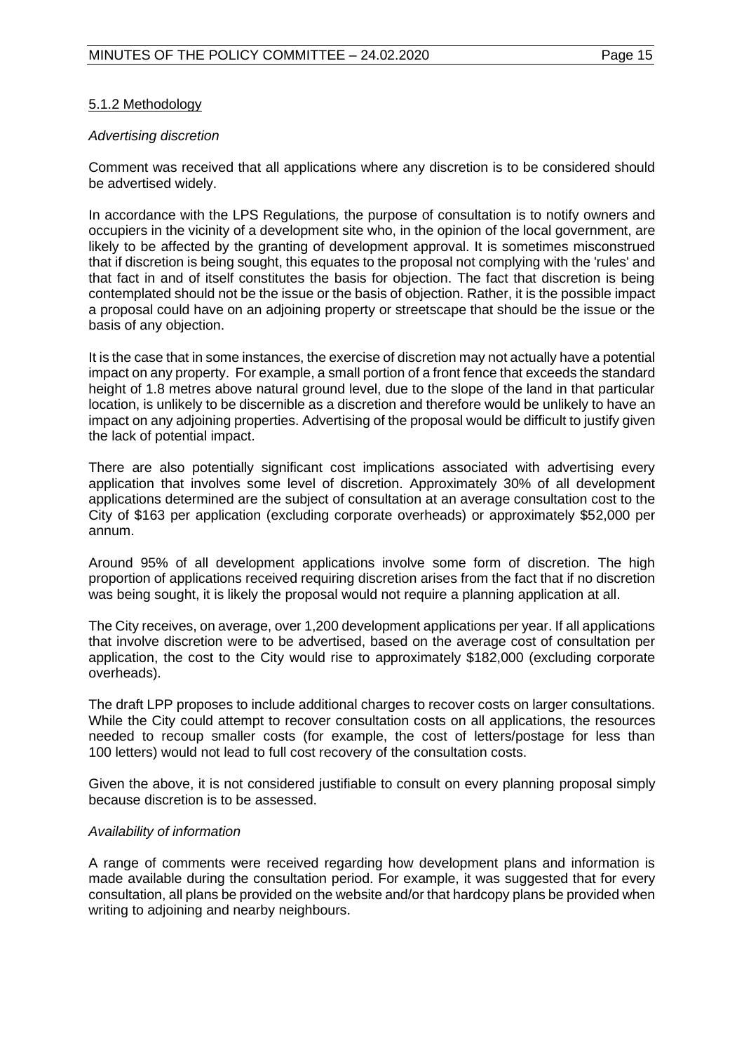5.1.2 Methodology

*Advertising discretion*

Comment was received that all applications where any discretion is to be considered should be advertised widely.

In accordance with the LPS Regulations*,* the purpose of consultation is to notify owners and occupiers in the vicinity of a development site who, in the opinion of the local government, are likely to be affected by the granting of development approval. It is sometimes misconstrued that if discretion is being sought, this equates to the proposal not complying with the 'rules' and that fact in and of itself constitutes the basis for objection. The fact that discretion is being contemplated should not be the issue or the basis of objection. Rather, it is the possible impact a proposal could have on an adjoining property or streetscape that should be the issue or the basis of any objection.

It is the case that in some instances, the exercise of discretion may not actually have a potential impact on any property. For example, a small portion of a front fence that exceeds the standard height of 1.8 metres above natural ground level, due to the slope of the land in that particular location, is unlikely to be discernible as a discretion and therefore would be unlikely to have an impact on any adjoining properties. Advertising of the proposal would be difficult to justify given the lack of potential impact.

There are also potentially significant cost implications associated with advertising every application that involves some level of discretion. Approximately 30% of all development applications determined are the subject of consultation at an average consultation cost to the City of $163 per application (excluding corporate overheads) or approximately $52,000 per annum.

Around 95% of all development applications involve some form of discretion. The high proportion of applications received requiring discretion arises from the fact that if no discretion was being sought, it is likely the proposal would not require a planning application at all.

The City receives, on average, over 1,200 development applications per year. If all applications that involve discretion were to be advertised, based on the average cost of consultation per application, the cost to the City would rise to approximately $182,000 (excluding corporate overheads).

The draft LPP proposes to include additional charges to recover costs on larger consultations. While the City could attempt to recover consultation costs on all applications, the resources needed to recoup smaller costs (for example, the cost of letters/postage for less than 100 letters) would not lead to full cost recovery of the consultation costs.

Given the above, it is not considered justifiable to consult on every planning proposal simply because discretion is to be assessed.

*Availability of information*

A range of comments were received regarding how development plans and information is made available during the consultation period. For example, it was suggested that for every consultation, all plans be provided on the website and/or that hardcopy plans be provided when writing to adjoining and nearby neighbours.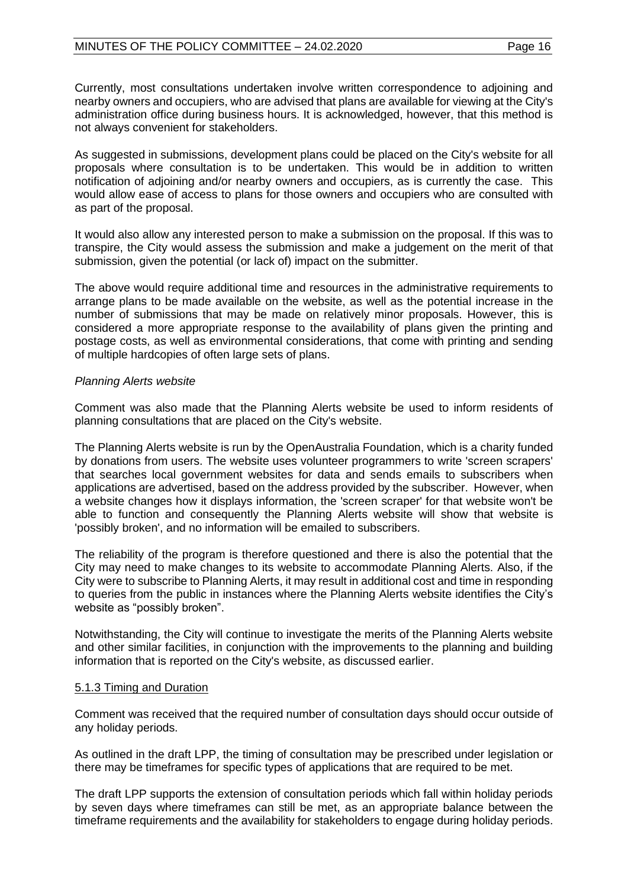Currently, most consultations undertaken involve written correspondence to adjoining and nearby owners and occupiers, who are advised that plans are available for viewing at the City's administration office during business hours. It is acknowledged, however, that this method is not always convenient for stakeholders.

As suggested in submissions, development plans could be placed on the City's website for all proposals where consultation is to be undertaken. This would be in addition to written notification of adjoining and/or nearby owners and occupiers, as is currently the case. This would allow ease of access to plans for those owners and occupiers who are consulted with as part of the proposal.

It would also allow any interested person to make a submission on the proposal. If this was to transpire, the City would assess the submission and make a judgement on the merit of that submission, given the potential (or lack of) impact on the submitter.

The above would require additional time and resources in the administrative requirements to arrange plans to be made available on the website, as well as the potential increase in the number of submissions that may be made on relatively minor proposals. However, this is considered a more appropriate response to the availability of plans given the printing and postage costs, as well as environmental considerations, that come with printing and sending of multiple hardcopies of often large sets of plans.

*Planning Alerts website*

Comment was also made that the Planning Alerts website be used to inform residents of planning consultations that are placed on the City's website.

The Planning Alerts website is run by the OpenAustralia Foundation, which is a charity funded by donations from users. The website uses volunteer programmers to write 'screen scrapers' that searches local government websites for data and sends emails to subscribers when applications are advertised, based on the address provided by the subscriber. However, when a website changes how it displays information, the 'screen scraper' for that website won't be able to function and consequently the Planning Alerts website will show that website is 'possibly broken', and no information will be emailed to subscribers.

The reliability of the program is therefore questioned and there is also the potential that the City may need to make changes to its website to accommodate Planning Alerts. Also, if the City were to subscribe to Planning Alerts, it may result in additional cost and time in responding to queries from the public in instances where the Planning Alerts website identifies the City's website as "possibly broken".

Notwithstanding, the City will continue to investigate the merits of the Planning Alerts website and other similar facilities, in conjunction with the improvements to the planning and building information that is reported on the City's website, as discussed earlier.

<u>5.1.3 Timing and Duration</u>

Comment was received that the required number of consultation days should occur outside of any holiday periods.

As outlined in the draft LPP, the timing of consultation may be prescribed under legislation or there may be timeframes for specific types of applications that are required to be met.

The draft LPP supports the extension of consultation periods which fall within holiday periods by seven days where timeframes can still be met, as an appropriate balance between the timeframe requirements and the availability for stakeholders to engage during holiday periods.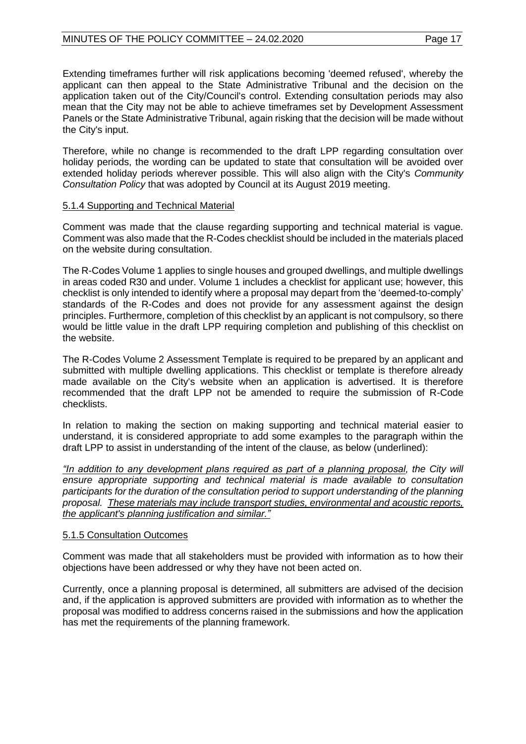Extending timeframes further will risk applications becoming 'deemed refused', whereby the applicant can then appeal to the State Administrative Tribunal and the decision on the application taken out of the City/Council's control. Extending consultation periods may also mean that the City may not be able to achieve timeframes set by Development Assessment Panels or the State Administrative Tribunal, again risking that the decision will be made without the City's input.

Therefore, while no change is recommended to the draft LPP regarding consultation over holiday periods, the wording can be updated to state that consultation will be avoided over extended holiday periods wherever possible. This will also align with the City's *Community Consultation Policy* that was adopted by Council at its August 2019 meeting.

<u>5.1.4 Supporting and Technical Material</u>

Comment was made that the clause regarding supporting and technical material is vague. Comment was also made that the R-Codes checklist should be included in the materials placed on the website during consultation.

The R-Codes Volume 1 applies to single houses and grouped dwellings, and multiple dwellings in areas coded R30 and under. Volume 1 includes a checklist for applicant use; however, this checklist is only intended to identify where a proposal may depart from the 'deemed-to-comply' standards of the R-Codes and does not provide for any assessment against the design principles. Furthermore, completion of this checklist by an applicant is not compulsory, so there would be little value in the draft LPP requiring completion and publishing of this checklist on the website.

The R-Codes Volume 2 Assessment Template is required to be prepared by an applicant and submitted with multiple dwelling applications. This checklist or template is therefore already made available on the City's website when an application is advertised. It is therefore recommended that the draft LPP not be amended to require the submission of R-Code checklists.

In relation to making the section on making supporting and technical material easier to understand, it is considered appropriate to add some examples to the paragraph within the draft LPP to assist in understanding of the intent of the clause, as below (underlined):

*"<u>In addition to any development plans required as part of a planning proposal</u>, the City will ensure appropriate supporting and technical material is made available to consultation participants for the duration of the consultation period to support understanding of the planning proposal. <u>These materials may include transport studies, environmental and acoustic reports, the applicant's planning justification and similar.</u>"*

<u>5.1.5 Consultation Outcomes</u>

Comment was made that all stakeholders must be provided with information as to how their objections have been addressed or why they have not been acted on.

Currently, once a planning proposal is determined, all submitters are advised of the decision and, if the application is approved submitters are provided with information as to whether the proposal was modified to address concerns raised in the submissions and how the application has met the requirements of the planning framework.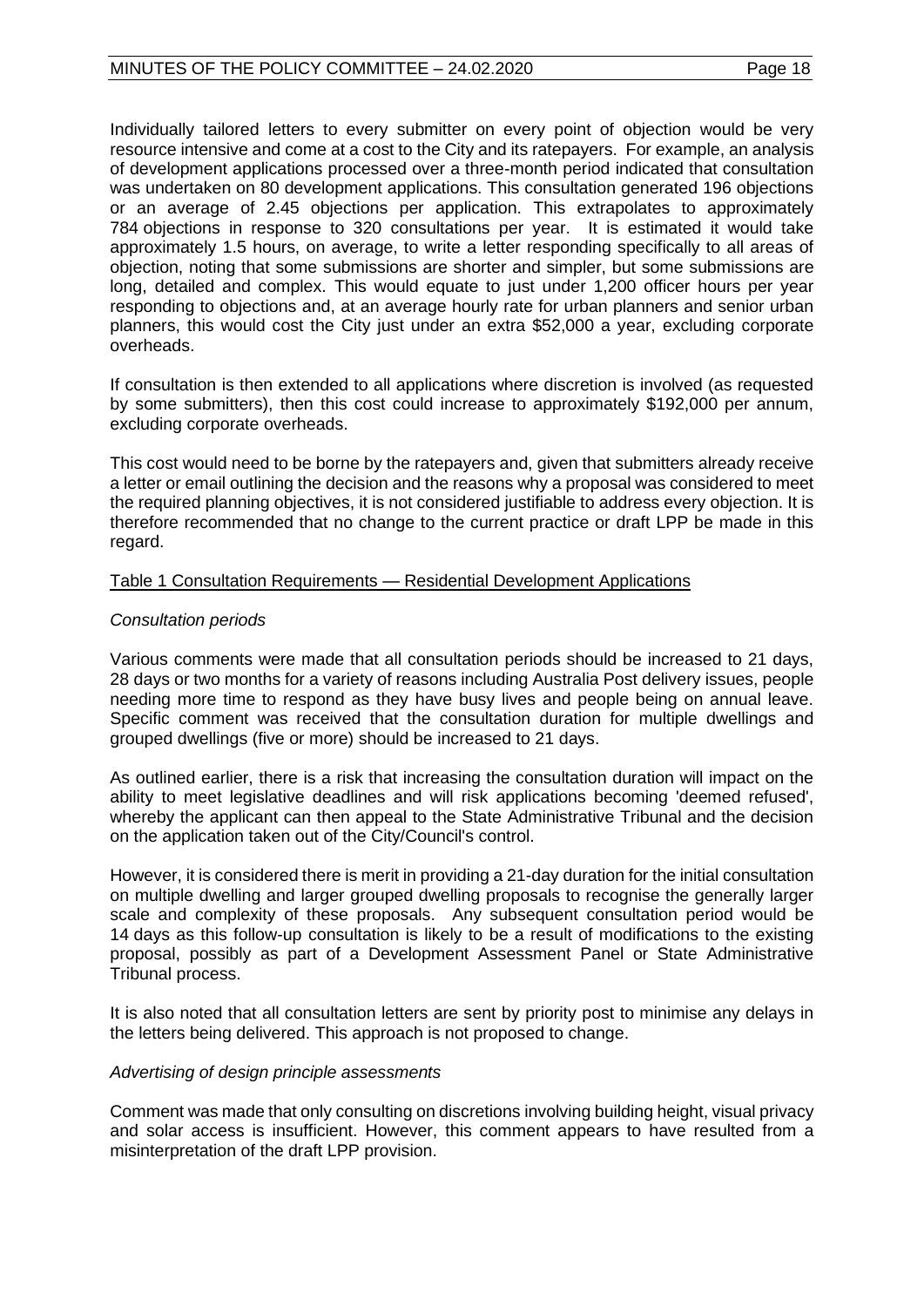Individually tailored letters to every submitter on every point of objection would be very resource intensive and come at a cost to the City and its ratepayers. For example, an analysis of development applications processed over a three-month period indicated that consultation was undertaken on 80 development applications. This consultation generated 196 objections or an average of 2.45 objections per application. This extrapolates to approximately 784 objections in response to 320 consultations per year. It is estimated it would take approximately 1.5 hours, on average, to write a letter responding specifically to all areas of objection, noting that some submissions are shorter and simpler, but some submissions are long, detailed and complex. This would equate to just under 1,200 officer hours per year responding to objections and, at an average hourly rate for urban planners and senior urban planners, this would cost the City just under an extra $52,000 a year, excluding corporate overheads.

If consultation is then extended to all applications where discretion is involved (as requested by some submitters), then this cost could increase to approximately $192,000 per annum, excluding corporate overheads.

This cost would need to be borne by the ratepayers and, given that submitters already receive a letter or email outlining the decision and the reasons why a proposal was considered to meet the required planning objectives, it is not considered justifiable to address every objection. It is therefore recommended that no change to the current practice or draft LPP be made in this regard.

<u>Table 1 Consultation Requirements — Residential Development Applications</u>

*Consultation periods*

Various comments were made that all consultation periods should be increased to 21 days, 28 days or two months for a variety of reasons including Australia Post delivery issues, people needing more time to respond as they have busy lives and people being on annual leave. Specific comment was received that the consultation duration for multiple dwellings and grouped dwellings (five or more) should be increased to 21 days.

As outlined earlier, there is a risk that increasing the consultation duration will impact on the ability to meet legislative deadlines and will risk applications becoming 'deemed refused', whereby the applicant can then appeal to the State Administrative Tribunal and the decision on the application taken out of the City/Council's control.

However, it is considered there is merit in providing a 21-day duration for the initial consultation on multiple dwelling and larger grouped dwelling proposals to recognise the generally larger scale and complexity of these proposals. Any subsequent consultation period would be 14 days as this follow-up consultation is likely to be a result of modifications to the existing proposal, possibly as part of a Development Assessment Panel or State Administrative Tribunal process.

It is also noted that all consultation letters are sent by priority post to minimise any delays in the letters being delivered. This approach is not proposed to change.

*Advertising of design principle assessments*

Comment was made that only consulting on discretions involving building height, visual privacy and solar access is insufficient. However, this comment appears to have resulted from a misinterpretation of the draft LPP provision.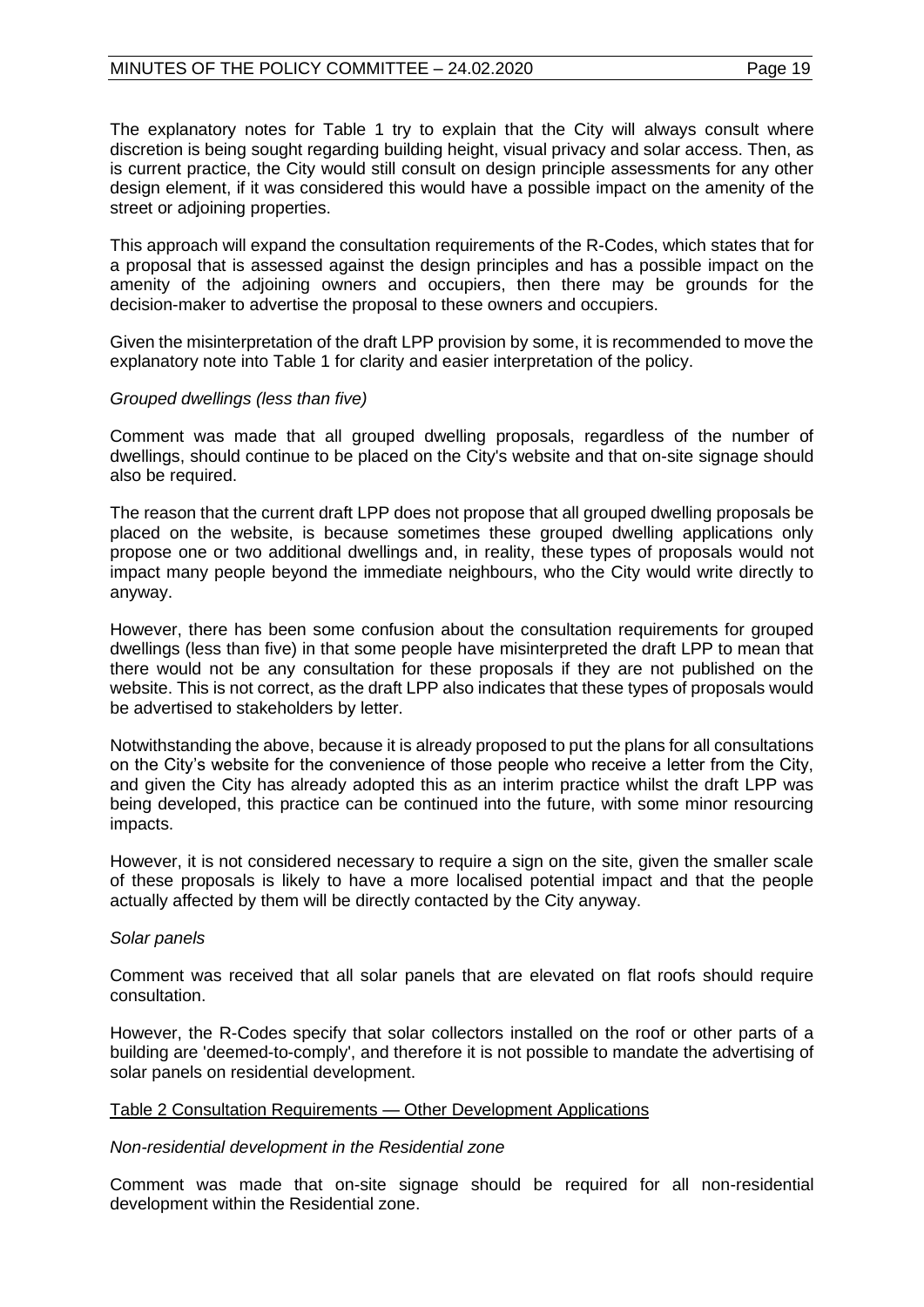The explanatory notes for Table 1 try to explain that the City will always consult where discretion is being sought regarding building height, visual privacy and solar access. Then, as is current practice, the City would still consult on design principle assessments for any other design element, if it was considered this would have a possible impact on the amenity of the street or adjoining properties.

This approach will expand the consultation requirements of the R-Codes, which states that for a proposal that is assessed against the design principles and has a possible impact on the amenity of the adjoining owners and occupiers, then there may be grounds for the decision-maker to advertise the proposal to these owners and occupiers.

Given the misinterpretation of the draft LPP provision by some, it is recommended to move the explanatory note into Table 1 for clarity and easier interpretation of the policy.

*Grouped dwellings (less than five)*

Comment was made that all grouped dwelling proposals, regardless of the number of dwellings, should continue to be placed on the City's website and that on-site signage should also be required.

The reason that the current draft LPP does not propose that all grouped dwelling proposals be placed on the website, is because sometimes these grouped dwelling applications only propose one or two additional dwellings and, in reality, these types of proposals would not impact many people beyond the immediate neighbours, who the City would write directly to anyway.

However, there has been some confusion about the consultation requirements for grouped dwellings (less than five) in that some people have misinterpreted the draft LPP to mean that there would not be any consultation for these proposals if they are not published on the website. This is not correct, as the draft LPP also indicates that these types of proposals would be advertised to stakeholders by letter.

Notwithstanding the above, because it is already proposed to put the plans for all consultations on the City's website for the convenience of those people who receive a letter from the City, and given the City has already adopted this as an interim practice whilst the draft LPP was being developed, this practice can be continued into the future, with some minor resourcing impacts.

However, it is not considered necessary to require a sign on the site, given the smaller scale of these proposals is likely to have a more localised potential impact and that the people actually affected by them will be directly contacted by the City anyway.

*Solar panels*

Comment was received that all solar panels that are elevated on flat roofs should require consultation.

However, the R-Codes specify that solar collectors installed on the roof or other parts of a building are 'deemed-to-comply', and therefore it is not possible to mandate the advertising of solar panels on residential development.

Table 2 Consultation Requirements — Other Development Applications

*Non-residential development in the Residential zone*

Comment was made that on-site signage should be required for all non-residential development within the Residential zone.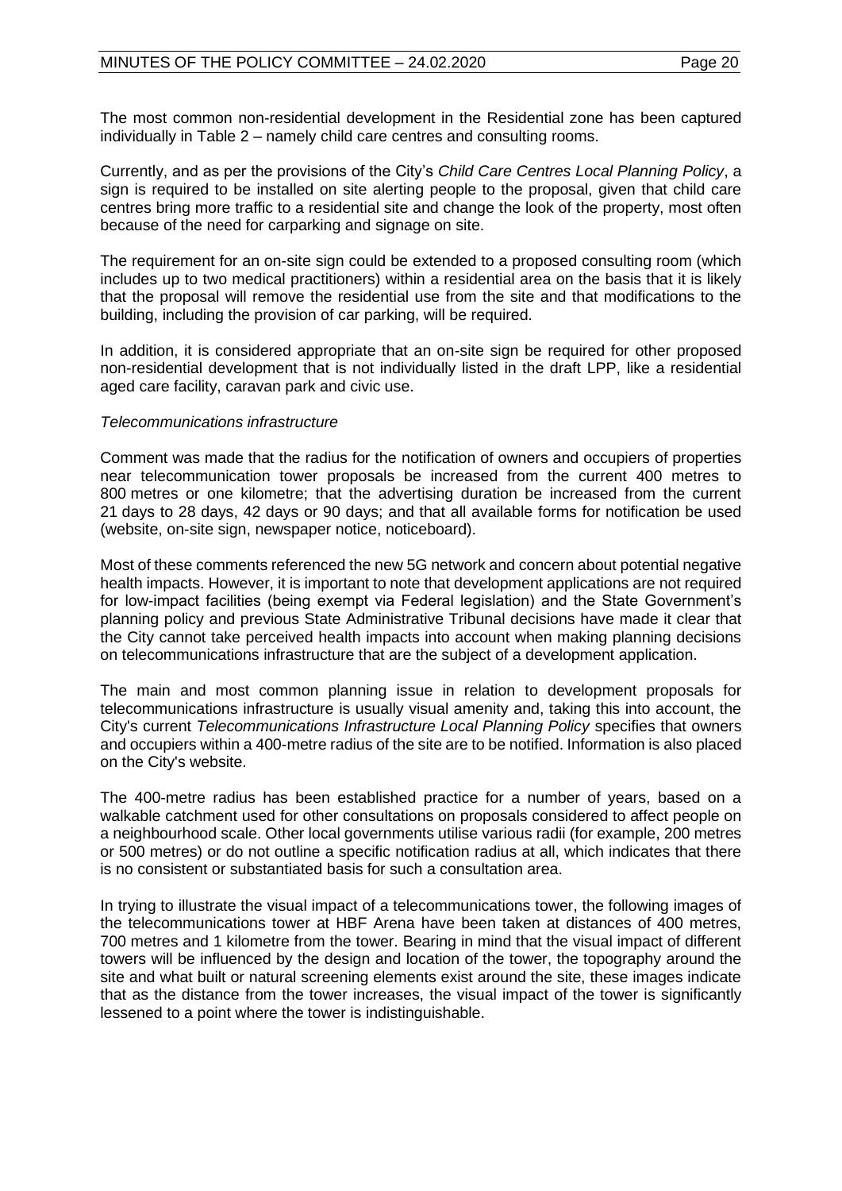The most common non-residential development in the Residential zone has been captured individually in Table 2 – namely child care centres and consulting rooms.

Currently, and as per the provisions of the City's *Child Care Centres Local Planning Policy*, a sign is required to be installed on site alerting people to the proposal, given that child care centres bring more traffic to a residential site and change the look of the property, most often because of the need for carparking and signage on site.

The requirement for an on-site sign could be extended to a proposed consulting room (which includes up to two medical practitioners) within a residential area on the basis that it is likely that the proposal will remove the residential use from the site and that modifications to the building, including the provision of car parking, will be required.

In addition, it is considered appropriate that an on-site sign be required for other proposed non-residential development that is not individually listed in the draft LPP, like a residential aged care facility, caravan park and civic use.

*Telecommunications infrastructure*

Comment was made that the radius for the notification of owners and occupiers of properties near telecommunication tower proposals be increased from the current 400 metres to 800 metres or one kilometre; that the advertising duration be increased from the current 21 days to 28 days, 42 days or 90 days; and that all available forms for notification be used (website, on-site sign, newspaper notice, noticeboard).

Most of these comments referenced the new 5G network and concern about potential negative health impacts. However, it is important to note that development applications are not required for low-impact facilities (being exempt via Federal legislation) and the State Government's planning policy and previous State Administrative Tribunal decisions have made it clear that the City cannot take perceived health impacts into account when making planning decisions on telecommunications infrastructure that are the subject of a development application.

The main and most common planning issue in relation to development proposals for telecommunications infrastructure is usually visual amenity and, taking this into account, the City's current *Telecommunications Infrastructure Local Planning Policy* specifies that owners and occupiers within a 400-metre radius of the site are to be notified. Information is also placed on the City's website.

The 400-metre radius has been established practice for a number of years, based on a walkable catchment used for other consultations on proposals considered to affect people on a neighbourhood scale. Other local governments utilise various radii (for example, 200 metres or 500 metres) or do not outline a specific notification radius at all, which indicates that there is no consistent or substantiated basis for such a consultation area.

In trying to illustrate the visual impact of a telecommunications tower, the following images of the telecommunications tower at HBF Arena have been taken at distances of 400 metres, 700 metres and 1 kilometre from the tower. Bearing in mind that the visual impact of different towers will be influenced by the design and location of the tower, the topography around the site and what built or natural screening elements exist around the site, these images indicate that as the distance from the tower increases, the visual impact of the tower is significantly lessened to a point where the tower is indistinguishable.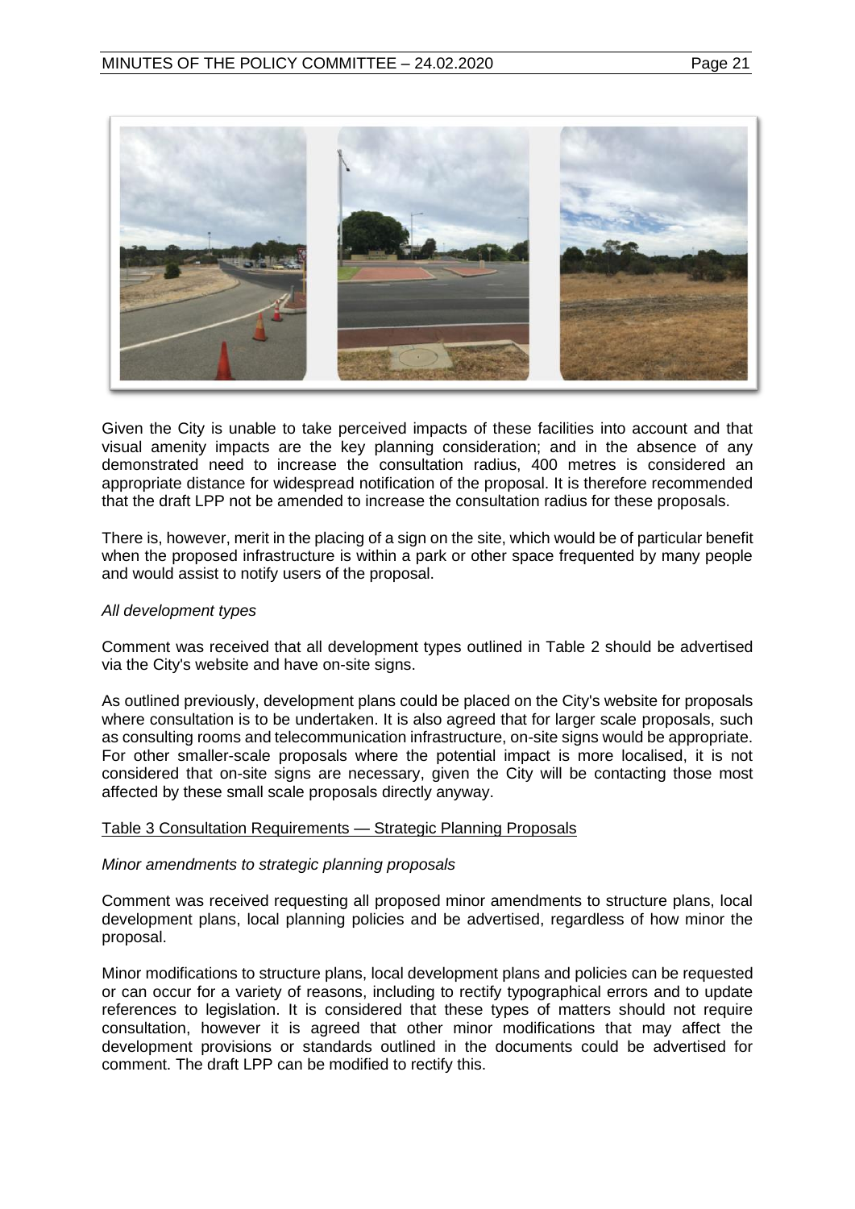Given the City is unable to take perceived impacts of these facilities into account and that visual amenity impacts are the key planning consideration; and in the absence of any demonstrated need to increase the consultation radius, 400 metres is considered an appropriate distance for widespread notification of the proposal. It is therefore recommended that the draft LPP not be amended to increase the consultation radius for these proposals.

There is, however, merit in the placing of a sign on the site, which would be of particular benefit when the proposed infrastructure is within a park or other space frequented by many people and would assist to notify users of the proposal.

*All development types*

Comment was received that all development types outlined in Table 2 should be advertised via the City's website and have on-site signs.

As outlined previously, development plans could be placed on the City's website for proposals where consultation is to be undertaken. It is also agreed that for larger scale proposals, such as consulting rooms and telecommunication infrastructure, on-site signs would be appropriate. For other smaller-scale proposals where the potential impact is more localised, it is not considered that on-site signs are necessary, given the City will be contacting those most affected by these small scale proposals directly anyway.

Table 3 Consultation Requirements — Strategic Planning Proposals

*Minor amendments to strategic planning proposals*

Comment was received requesting all proposed minor amendments to structure plans, local development plans, local planning policies and be advertised, regardless of how minor the proposal.

Minor modifications to structure plans, local development plans and policies can be requested or can occur for a variety of reasons, including to rectify typographical errors and to update references to legislation. It is considered that these types of matters should not require consultation, however it is agreed that other minor modifications that may affect the development provisions or standards outlined in the documents could be advertised for comment. The draft LPP can be modified to rectify this.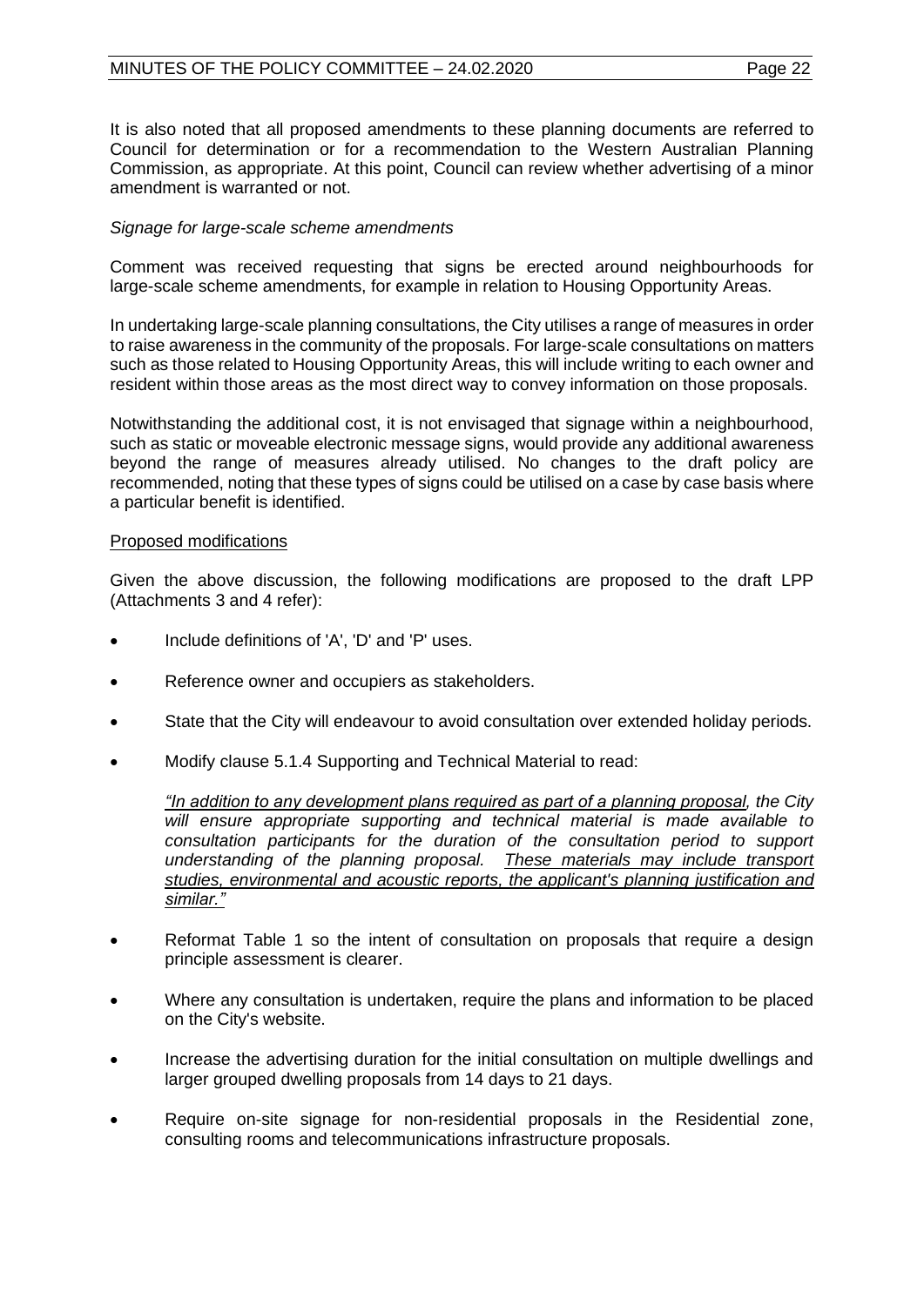It is also noted that all proposed amendments to these planning documents are referred to Council for determination or for a recommendation to the Western Australian Planning Commission, as appropriate. At this point, Council can review whether advertising of a minor amendment is warranted or not.

*Signage for large-scale scheme amendments*

Comment was received requesting that signs be erected around neighbourhoods for large-scale scheme amendments, for example in relation to Housing Opportunity Areas.

In undertaking large-scale planning consultations, the City utilises a range of measures in order to raise awareness in the community of the proposals. For large-scale consultations on matters such as those related to Housing Opportunity Areas, this will include writing to each owner and resident within those areas as the most direct way to convey information on those proposals.

Notwithstanding the additional cost, it is not envisaged that signage within a neighbourhood, such as static or moveable electronic message signs, would provide any additional awareness beyond the range of measures already utilised. No changes to the draft policy are recommended, noting that these types of signs could be utilised on a case by case basis where a particular benefit is identified.

<u>Proposed modifications</u>

Given the above discussion, the following modifications are proposed to the draft LPP (Attachments 3 and 4 refer):

- Include definitions of 'A', 'D' and 'P' uses.
- Reference owner and occupiers as stakeholders.
- State that the City will endeavour to avoid consultation over extended holiday periods.
- Modify clause 5.1.4 Supporting and Technical Material to read:

  *"<u>In addition to any development plans required as part of a planning proposal</u>, the City will ensure appropriate supporting and technical material is made available to consultation participants for the duration of the consultation period to support understanding of the planning proposal. <u>These materials may include transport studies, environmental and acoustic reports, the applicant's planning justification and similar.</u>"*

- Reformat Table 1 so the intent of consultation on proposals that require a design principle assessment is clearer.
- Where any consultation is undertaken, require the plans and information to be placed on the City's website.
- Increase the advertising duration for the initial consultation on multiple dwellings and larger grouped dwelling proposals from 14 days to 21 days.
- Require on-site signage for non-residential proposals in the Residential zone, consulting rooms and telecommunications infrastructure proposals.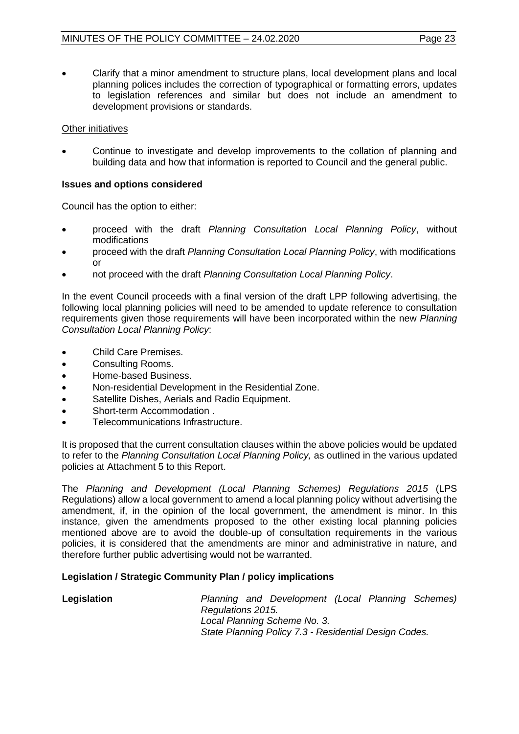- Clarify that a minor amendment to structure plans, local development plans and local planning polices includes the correction of typographical or formatting errors, updates to legislation references and similar but does not include an amendment to development provisions or standards.

<u>Other initiatives</u>

- Continue to investigate and develop improvements to the collation of planning and building data and how that information is reported to Council and the general public.

**Issues and options considered**

Council has the option to either:

- proceed with the draft *Planning Consultation Local Planning Policy*, without modifications
- proceed with the draft *Planning Consultation Local Planning Policy*, with modifications or
- not proceed with the draft *Planning Consultation Local Planning Policy*.

In the event Council proceeds with a final version of the draft LPP following advertising, the following local planning policies will need to be amended to update reference to consultation requirements given those requirements will have been incorporated within the new *Planning Consultation Local Planning Policy*:

- Child Care Premises.
- Consulting Rooms.
- Home-based Business.
- Non-residential Development in the Residential Zone.
- Satellite Dishes, Aerials and Radio Equipment.
- Short-term Accommodation .
- Telecommunications Infrastructure.

It is proposed that the current consultation clauses within the above policies would be updated to refer to the *Planning Consultation Local Planning Policy,* as outlined in the various updated policies at Attachment 5 to this Report.

The *Planning and Development (Local Planning Schemes) Regulations 2015* (LPS Regulations) allow a local government to amend a local planning policy without advertising the amendment, if, in the opinion of the local government, the amendment is minor. In this instance, given the amendments proposed to the other existing local planning policies mentioned above are to avoid the double-up of consultation requirements in the various policies, it is considered that the amendments are minor and administrative in nature, and therefore further public advertising would not be warranted.

**Legislation / Strategic Community Plan / policy implications**

| | |
|---|---|
| **Legislation** | *Planning and Development (Local Planning Schemes) Regulations 2015.*<br>*Local Planning Scheme No. 3.*<br>*State Planning Policy 7.3 - Residential Design Codes.* |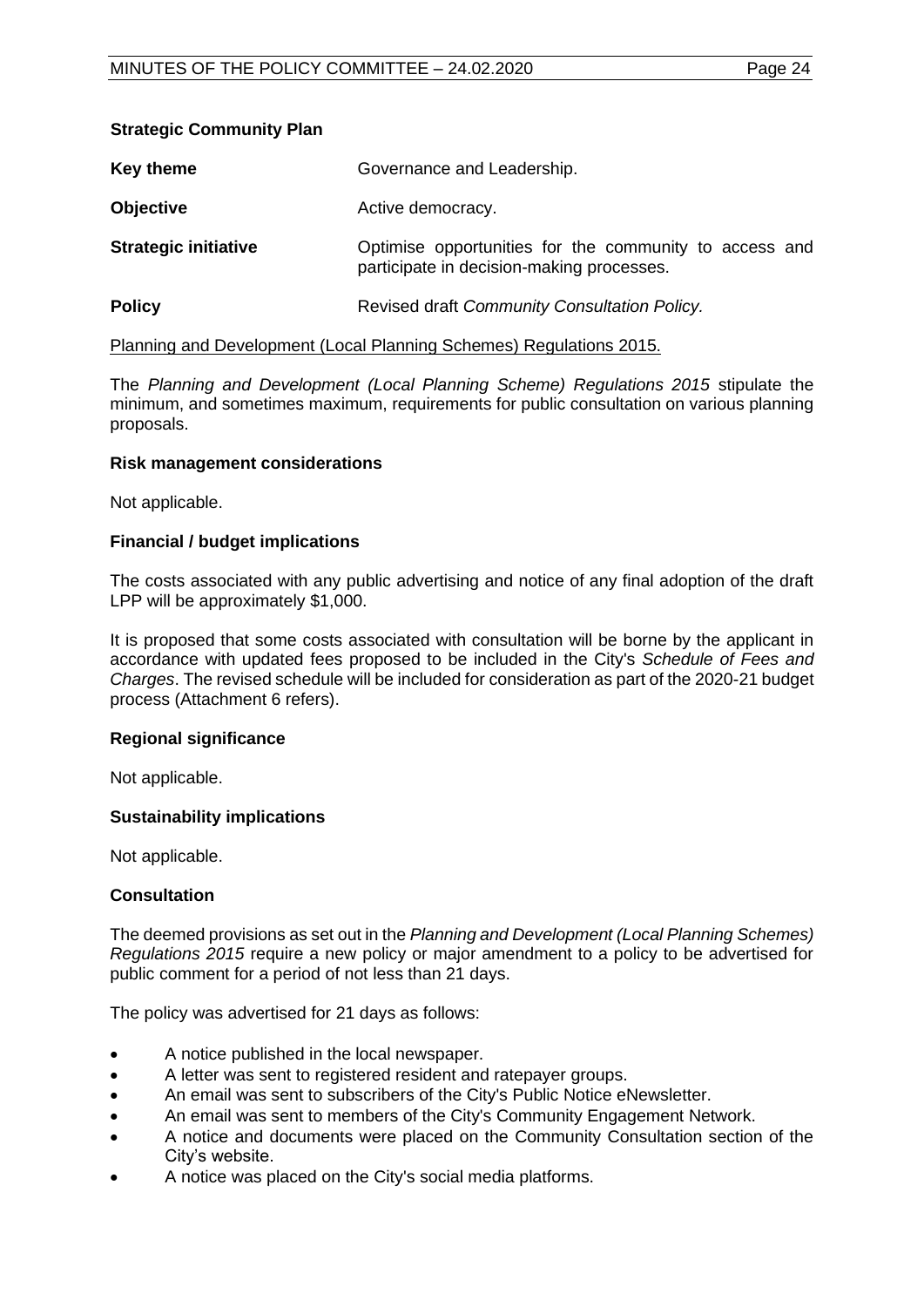**Strategic Community Plan**

| | |
|---|---|
| **Key theme** | Governance and Leadership. |
| **Objective** | Active democracy. |
| **Strategic initiative** | Optimise opportunities for the community to access and participate in decision-making processes. |
| **Policy** | Revised draft *Community Consultation Policy.* |

Planning and Development (Local Planning Schemes) Regulations 2015.

The *Planning and Development (Local Planning Scheme) Regulations 2015* stipulate the minimum, and sometimes maximum, requirements for public consultation on various planning proposals.

**Risk management considerations**

Not applicable.

**Financial / budget implications**

The costs associated with any public advertising and notice of any final adoption of the draft LPP will be approximately $1,000.

It is proposed that some costs associated with consultation will be borne by the applicant in accordance with updated fees proposed to be included in the City's *Schedule of Fees and Charges*. The revised schedule will be included for consideration as part of the 2020-21 budget process (Attachment 6 refers).

**Regional significance**

Not applicable.

**Sustainability implications**

Not applicable.

**Consultation**

The deemed provisions as set out in the *Planning and Development (Local Planning Schemes) Regulations 2015* require a new policy or major amendment to a policy to be advertised for public comment for a period of not less than 21 days.

The policy was advertised for 21 days as follows:

- A notice published in the local newspaper.
- A letter was sent to registered resident and ratepayer groups.
- An email was sent to subscribers of the City's Public Notice eNewsletter.
- An email was sent to members of the City's Community Engagement Network.
- A notice and documents were placed on the Community Consultation section of the City's website.
- A notice was placed on the City's social media platforms.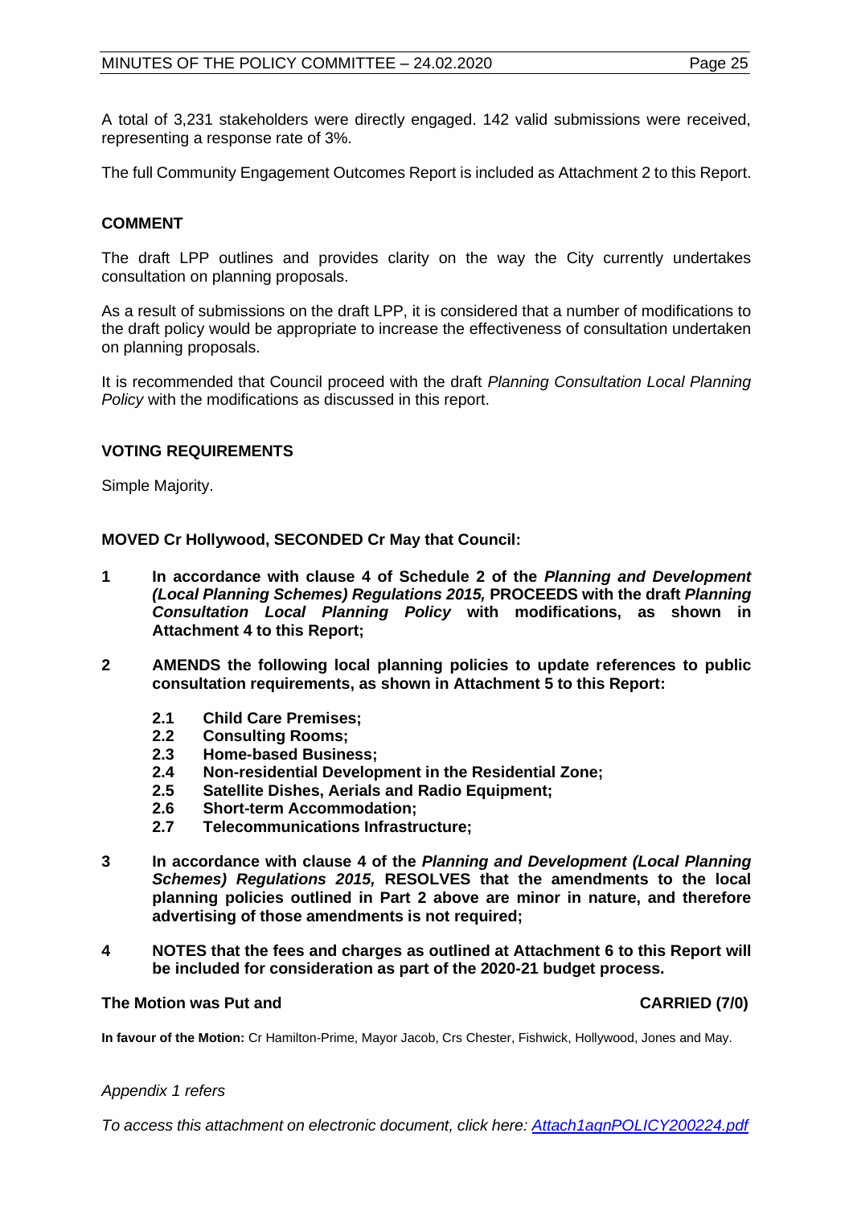A total of 3,231 stakeholders were directly engaged. 142 valid submissions were received, representing a response rate of 3%.

The full Community Engagement Outcomes Report is included as Attachment 2 to this Report.

## COMMENT

The draft LPP outlines and provides clarity on the way the City currently undertakes consultation on planning proposals.

As a result of submissions on the draft LPP, it is considered that a number of modifications to the draft policy would be appropriate to increase the effectiveness of consultation undertaken on planning proposals.

It is recommended that Council proceed with the draft *Planning Consultation Local Planning Policy* with the modifications as discussed in this report.

## VOTING REQUIREMENTS

Simple Majority.

**MOVED Cr Hollywood, SECONDED Cr May that Council:**

**1 In accordance with clause 4 of Schedule 2 of the *Planning and Development (Local Planning Schemes) Regulations 2015,* PROCEEDS with the draft *Planning Consultation Local Planning Policy* with modifications, as shown in Attachment 4 to this Report;**

**2 AMENDS the following local planning policies to update references to public consultation requirements, as shown in Attachment 5 to this Report:**

**2.1 Child Care Premises;**
**2.2 Consulting Rooms;**
**2.3 Home-based Business;**
**2.4 Non-residential Development in the Residential Zone;**
**2.5 Satellite Dishes, Aerials and Radio Equipment;**
**2.6 Short-term Accommodation;**
**2.7 Telecommunications Infrastructure;**

**3 In accordance with clause 4 of the *Planning and Development (Local Planning Schemes) Regulations 2015,* RESOLVES that the amendments to the local planning policies outlined in Part 2 above are minor in nature, and therefore advertising of those amendments is not required;**

**4 NOTES that the fees and charges as outlined at Attachment 6 to this Report will be included for consideration as part of the 2020-21 budget process.**

**The Motion was Put and CARRIED (7/0)**

**In favour of the Motion:** Cr Hamilton-Prime, Mayor Jacob, Crs Chester, Fishwick, Hollywood, Jones and May.

*Appendix 1 refers*

*To access this attachment on electronic document, click here: [Attach1agnPOLICY200224.pdf](Attach1agnPOLICY200224.pdf)*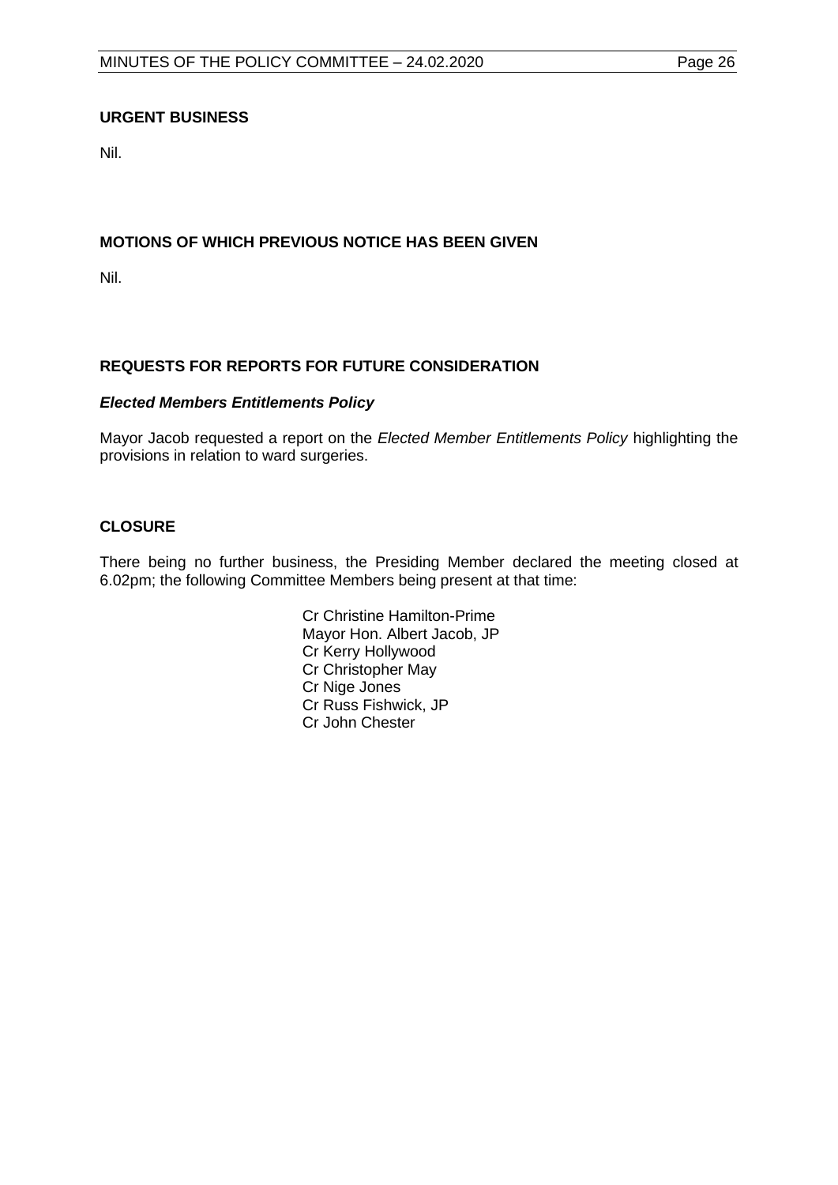## URGENT BUSINESS

Nil.

## MOTIONS OF WHICH PREVIOUS NOTICE HAS BEEN GIVEN

Nil.

## REQUESTS FOR REPORTS FOR FUTURE CONSIDERATION

### *Elected Members Entitlements Policy*

Mayor Jacob requested a report on the *Elected Member Entitlements Policy* highlighting the provisions in relation to ward surgeries.

## CLOSURE

There being no further business, the Presiding Member declared the meeting closed at 6.02pm; the following Committee Members being present at that time:

Cr Christine Hamilton-Prime
Mayor Hon. Albert Jacob, JP
Cr Kerry Hollywood
Cr Christopher May
Cr Nige Jones
Cr Russ Fishwick, JP
Cr John Chester